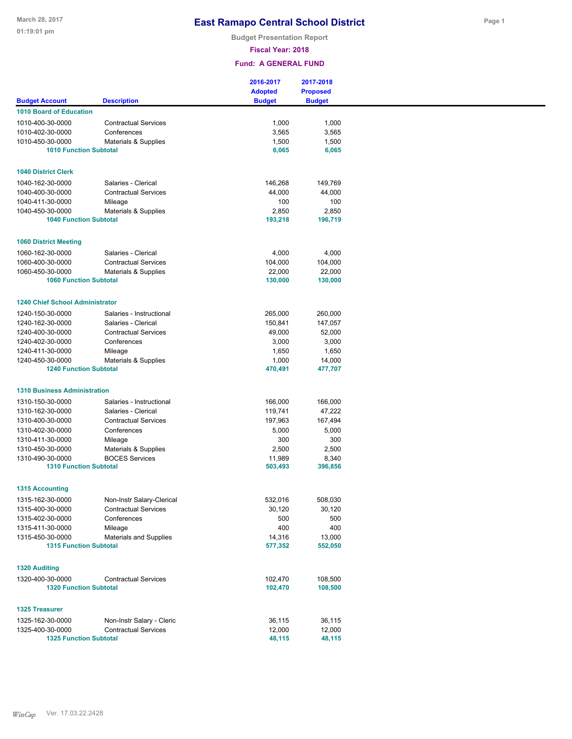# East Ramapo Central School District

**Budget Presentation Report**

**Fiscal Year: 2018**

**Fund: A GENERAL FUND**

| Budget Account | Description | 2016-2017 Adopted Budget | 2017-2018 Proposed Budget |
|---|---|---|---|
| **1010 Board of Education** | | | |
| 1010-400-30-0000 | Contractual Services | 1,000 | 1,000 |
| 1010-402-30-0000 | Conferences | 3,565 | 3,565 |
| 1010-450-30-0000 | Materials & Supplies | 1,500 | 1,500 |
| **1010 Function Subtotal** | | **6,065** | **6,065** |
| **1040 District Clerk** | | | |
| 1040-162-30-0000 | Salaries - Clerical | 146,268 | 149,769 |
| 1040-400-30-0000 | Contractual Services | 44,000 | 44,000 |
| 1040-411-30-0000 | Mileage | 100 | 100 |
| 1040-450-30-0000 | Materials & Supplies | 2,850 | 2,850 |
| **1040 Function Subtotal** | | **193,218** | **196,719** |
| **1060 District Meeting** | | | |
| 1060-162-30-0000 | Salaries - Clerical | 4,000 | 4,000 |
| 1060-400-30-0000 | Contractual Services | 104,000 | 104,000 |
| 1060-450-30-0000 | Materials & Supplies | 22,000 | 22,000 |
| **1060 Function Subtotal** | | **130,000** | **130,000** |
| **1240 Chief School Administrator** | | | |
| 1240-150-30-0000 | Salaries - Instructional | 265,000 | 260,000 |
| 1240-162-30-0000 | Salaries - Clerical | 150,841 | 147,057 |
| 1240-400-30-0000 | Contractual Services | 49,000 | 52,000 |
| 1240-402-30-0000 | Conferences | 3,000 | 3,000 |
| 1240-411-30-0000 | Mileage | 1,650 | 1,650 |
| 1240-450-30-0000 | Materials & Supplies | 1,000 | 14,000 |
| **1240 Function Subtotal** | | **470,491** | **477,707** |
| **1310 Business Administration** | | | |
| 1310-150-30-0000 | Salaries - Instructional | 166,000 | 166,000 |
| 1310-162-30-0000 | Salaries - Clerical | 119,741 | 47,222 |
| 1310-400-30-0000 | Contractual Services | 197,963 | 167,494 |
| 1310-402-30-0000 | Conferences | 5,000 | 5,000 |
| 1310-411-30-0000 | Mileage | 300 | 300 |
| 1310-450-30-0000 | Materials & Supplies | 2,500 | 2,500 |
| 1310-490-30-0000 | BOCES Services | 11,989 | 8,340 |
| **1310 Function Subtotal** | | **503,493** | **396,856** |
| **1315 Accounting** | | | |
| 1315-162-30-0000 | Non-Instr Salary-Clerical | 532,016 | 508,030 |
| 1315-400-30-0000 | Contractual Services | 30,120 | 30,120 |
| 1315-402-30-0000 | Conferences | 500 | 500 |
| 1315-411-30-0000 | Mileage | 400 | 400 |
| 1315-450-30-0000 | Materials and Supplies | 14,316 | 13,000 |
| **1315 Function Subtotal** | | **577,352** | **552,050** |
| **1320 Auditing** | | | |
| 1320-400-30-0000 | Contractual Services | 102,470 | 108,500 |
| **1320 Function Subtotal** | | **102,470** | **108,500** |
| **1325 Treasurer** | | | |
| 1325-162-30-0000 | Non-Instr Salary - Cleric | 36,115 | 36,115 |
| 1325-400-30-0000 | Contractual Services | 12,000 | 12,000 |
| **1325 Function Subtotal** | | **48,115** | **48,115** |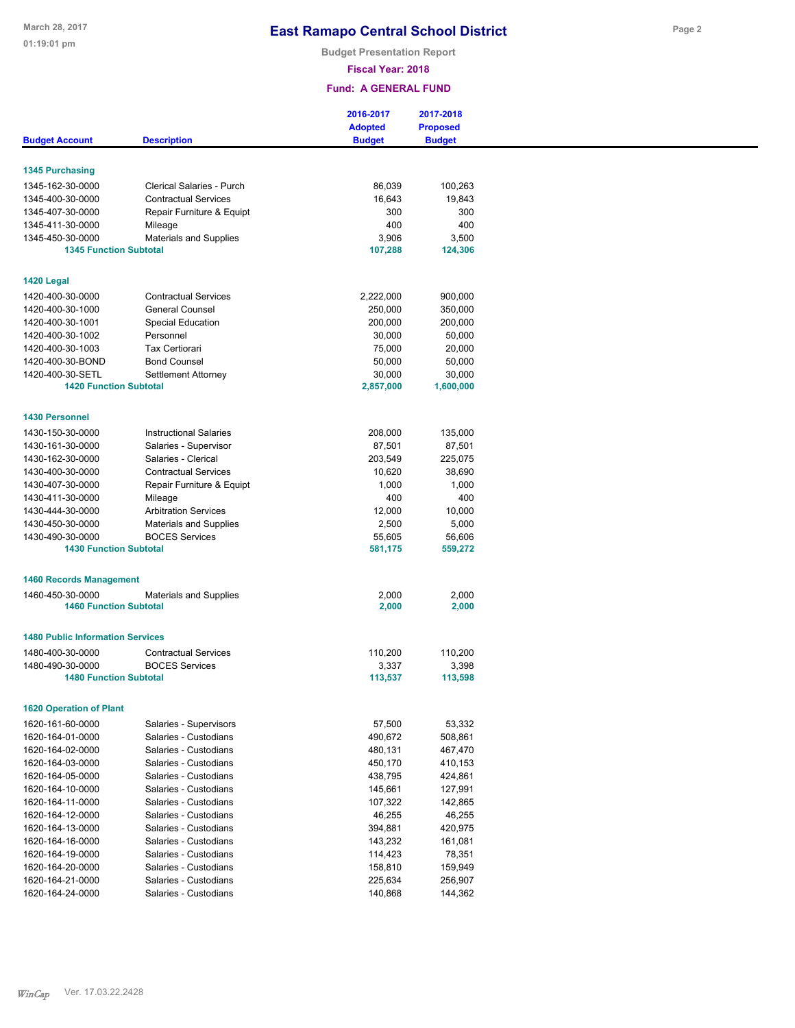# East Ramapo Central School District

Budget Presentation Report

Fiscal Year: 2018

Fund: A GENERAL FUND

| Budget Account | Description | 2016-2017 Adopted Budget | 2017-2018 Proposed Budget |
|---|---|---|---|
| **1345 Purchasing** | | | |
| 1345-162-30-0000 | Clerical Salaries - Purch | 86,039 | 100,263 |
| 1345-400-30-0000 | Contractual Services | 16,643 | 19,843 |
| 1345-407-30-0000 | Repair Furniture & Equipt | 300 | 300 |
| 1345-411-30-0000 | Mileage | 400 | 400 |
| 1345-450-30-0000 | Materials and Supplies | 3,906 | 3,500 |
| **1345 Function Subtotal** | | **107,288** | **124,306** |
| **1420 Legal** | | | |
| 1420-400-30-0000 | Contractual Services | 2,222,000 | 900,000 |
| 1420-400-30-1000 | General Counsel | 250,000 | 350,000 |
| 1420-400-30-1001 | Special Education | 200,000 | 200,000 |
| 1420-400-30-1002 | Personnel | 30,000 | 50,000 |
| 1420-400-30-1003 | Tax Certiorari | 75,000 | 20,000 |
| 1420-400-30-BOND | Bond Counsel | 50,000 | 50,000 |
| 1420-400-30-SETL | Settlement Attorney | 30,000 | 30,000 |
| **1420 Function Subtotal** | | **2,857,000** | **1,600,000** |
| **1430 Personnel** | | | |
| 1430-150-30-0000 | Instructional Salaries | 208,000 | 135,000 |
| 1430-161-30-0000 | Salaries - Supervisor | 87,501 | 87,501 |
| 1430-162-30-0000 | Salaries - Clerical | 203,549 | 225,075 |
| 1430-400-30-0000 | Contractual Services | 10,620 | 38,690 |
| 1430-407-30-0000 | Repair Furniture & Equipt | 1,000 | 1,000 |
| 1430-411-30-0000 | Mileage | 400 | 400 |
| 1430-444-30-0000 | Arbitration Services | 12,000 | 10,000 |
| 1430-450-30-0000 | Materials and Supplies | 2,500 | 5,000 |
| 1430-490-30-0000 | BOCES Services | 55,605 | 56,606 |
| **1430 Function Subtotal** | | **581,175** | **559,272** |
| **1460 Records Management** | | | |
| 1460-450-30-0000 | Materials and Supplies | 2,000 | 2,000 |
| **1460 Function Subtotal** | | **2,000** | **2,000** |
| **1480 Public Information Services** | | | |
| 1480-400-30-0000 | Contractual Services | 110,200 | 110,200 |
| 1480-490-30-0000 | BOCES Services | 3,337 | 3,398 |
| **1480 Function Subtotal** | | **113,537** | **113,598** |
| **1620 Operation of Plant** | | | |
| 1620-161-60-0000 | Salaries - Supervisors | 57,500 | 53,332 |
| 1620-164-01-0000 | Salaries - Custodians | 490,672 | 508,861 |
| 1620-164-02-0000 | Salaries - Custodians | 480,131 | 467,470 |
| 1620-164-03-0000 | Salaries - Custodians | 450,170 | 410,153 |
| 1620-164-05-0000 | Salaries - Custodians | 438,795 | 424,861 |
| 1620-164-10-0000 | Salaries - Custodians | 145,661 | 127,991 |
| 1620-164-11-0000 | Salaries - Custodians | 107,322 | 142,865 |
| 1620-164-12-0000 | Salaries - Custodians | 46,255 | 46,255 |
| 1620-164-13-0000 | Salaries - Custodians | 394,881 | 420,975 |
| 1620-164-16-0000 | Salaries - Custodians | 143,232 | 161,081 |
| 1620-164-19-0000 | Salaries - Custodians | 114,423 | 78,351 |
| 1620-164-20-0000 | Salaries - Custodians | 158,810 | 159,949 |
| 1620-164-21-0000 | Salaries - Custodians | 225,634 | 256,907 |
| 1620-164-24-0000 | Salaries - Custodians | 140,868 | 144,362 |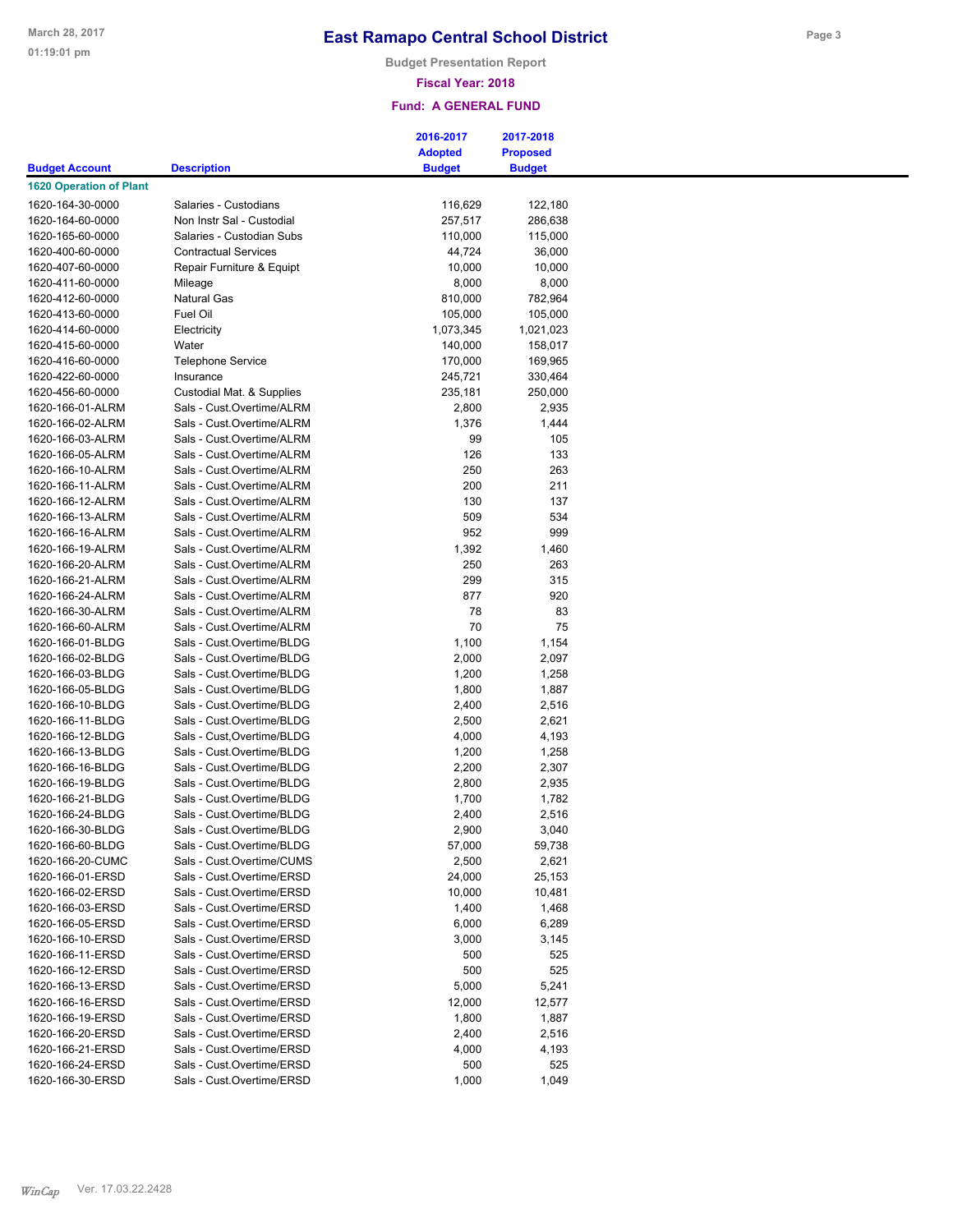# East Ramapo Central School District

**Budget Presentation Report**

**Fiscal Year: 2018**

**Fund: A GENERAL FUND**

| Budget Account | Description | 2016-2017 Adopted Budget | 2017-2018 Proposed Budget |
|---|---|---|---|
| **1620 Operation of Plant** | | | |
| 1620-164-30-0000 | Salaries - Custodians | 116,629 | 122,180 |
| 1620-164-60-0000 | Non Instr Sal - Custodial | 257,517 | 286,638 |
| 1620-165-60-0000 | Salaries - Custodian Subs | 110,000 | 115,000 |
| 1620-400-60-0000 | Contractual Services | 44,724 | 36,000 |
| 1620-407-60-0000 | Repair Furniture & Equipt | 10,000 | 10,000 |
| 1620-411-60-0000 | Mileage | 8,000 | 8,000 |
| 1620-412-60-0000 | Natural Gas | 810,000 | 782,964 |
| 1620-413-60-0000 | Fuel Oil | 105,000 | 105,000 |
| 1620-414-60-0000 | Electricity | 1,073,345 | 1,021,023 |
| 1620-415-60-0000 | Water | 140,000 | 158,017 |
| 1620-416-60-0000 | Telephone Service | 170,000 | 169,965 |
| 1620-422-60-0000 | Insurance | 245,721 | 330,464 |
| 1620-456-60-0000 | Custodial Mat. & Supplies | 235,181 | 250,000 |
| 1620-166-01-ALRM | Sals - Cust.Overtime/ALRM | 2,800 | 2,935 |
| 1620-166-02-ALRM | Sals - Cust.Overtime/ALRM | 1,376 | 1,444 |
| 1620-166-03-ALRM | Sals - Cust.Overtime/ALRM | 99 | 105 |
| 1620-166-05-ALRM | Sals - Cust.Overtime/ALRM | 126 | 133 |
| 1620-166-10-ALRM | Sals - Cust.Overtime/ALRM | 250 | 263 |
| 1620-166-11-ALRM | Sals - Cust.Overtime/ALRM | 200 | 211 |
| 1620-166-12-ALRM | Sals - Cust.Overtime/ALRM | 130 | 137 |
| 1620-166-13-ALRM | Sals - Cust.Overtime/ALRM | 509 | 534 |
| 1620-166-16-ALRM | Sals - Cust.Overtime/ALRM | 952 | 999 |
| 1620-166-19-ALRM | Sals - Cust.Overtime/ALRM | 1,392 | 1,460 |
| 1620-166-20-ALRM | Sals - Cust.Overtime/ALRM | 250 | 263 |
| 1620-166-21-ALRM | Sals - Cust.Overtime/ALRM | 299 | 315 |
| 1620-166-24-ALRM | Sals - Cust.Overtime/ALRM | 877 | 920 |
| 1620-166-30-ALRM | Sals - Cust.Overtime/ALRM | 78 | 83 |
| 1620-166-60-ALRM | Sals - Cust.Overtime/ALRM | 70 | 75 |
| 1620-166-01-BLDG | Sals - Cust.Overtime/BLDG | 1,100 | 1,154 |
| 1620-166-02-BLDG | Sals - Cust.Overtime/BLDG | 2,000 | 2,097 |
| 1620-166-03-BLDG | Sals - Cust.Overtime/BLDG | 1,200 | 1,258 |
| 1620-166-05-BLDG | Sals - Cust.Overtime/BLDG | 1,800 | 1,887 |
| 1620-166-10-BLDG | Sals - Cust.Overtime/BLDG | 2,400 | 2,516 |
| 1620-166-11-BLDG | Sals - Cust.Overtime/BLDG | 2,500 | 2,621 |
| 1620-166-12-BLDG | Sals - Cust,Overtime/BLDG | 4,000 | 4,193 |
| 1620-166-13-BLDG | Sals - Cust.Overtime/BLDG | 1,200 | 1,258 |
| 1620-166-16-BLDG | Sals - Cust.Overtime/BLDG | 2,200 | 2,307 |
| 1620-166-19-BLDG | Sals - Cust.Overtime/BLDG | 2,800 | 2,935 |
| 1620-166-21-BLDG | Sals - Cust.Overtime/BLDG | 1,700 | 1,782 |
| 1620-166-24-BLDG | Sals - Cust.Overtime/BLDG | 2,400 | 2,516 |
| 1620-166-30-BLDG | Sals - Cust.Overtime/BLDG | 2,900 | 3,040 |
| 1620-166-60-BLDG | Sals - Cust.Overtime/BLDG | 57,000 | 59,738 |
| 1620-166-20-CUMC | Sals - Cust.Overtime/CUMS | 2,500 | 2,621 |
| 1620-166-01-ERSD | Sals - Cust.Overtime/ERSD | 24,000 | 25,153 |
| 1620-166-02-ERSD | Sals - Cust.Overtime/ERSD | 10,000 | 10,481 |
| 1620-166-03-ERSD | Sals - Cust.Overtime/ERSD | 1,400 | 1,468 |
| 1620-166-05-ERSD | Sals - Cust.Overtime/ERSD | 6,000 | 6,289 |
| 1620-166-10-ERSD | Sals - Cust.Overtime/ERSD | 3,000 | 3,145 |
| 1620-166-11-ERSD | Sals - Cust.Overtime/ERSD | 500 | 525 |
| 1620-166-12-ERSD | Sals - Cust.Overtime/ERSD | 500 | 525 |
| 1620-166-13-ERSD | Sals - Cust.Overtime/ERSD | 5,000 | 5,241 |
| 1620-166-16-ERSD | Sals - Cust.Overtime/ERSD | 12,000 | 12,577 |
| 1620-166-19-ERSD | Sals - Cust.Overtime/ERSD | 1,800 | 1,887 |
| 1620-166-20-ERSD | Sals - Cust.Overtime/ERSD | 2,400 | 2,516 |
| 1620-166-21-ERSD | Sals - Cust.Overtime/ERSD | 4,000 | 4,193 |
| 1620-166-24-ERSD | Sals - Cust.Overtime/ERSD | 500 | 525 |
| 1620-166-30-ERSD | Sals - Cust.Overtime/ERSD | 1,000 | 1,049 |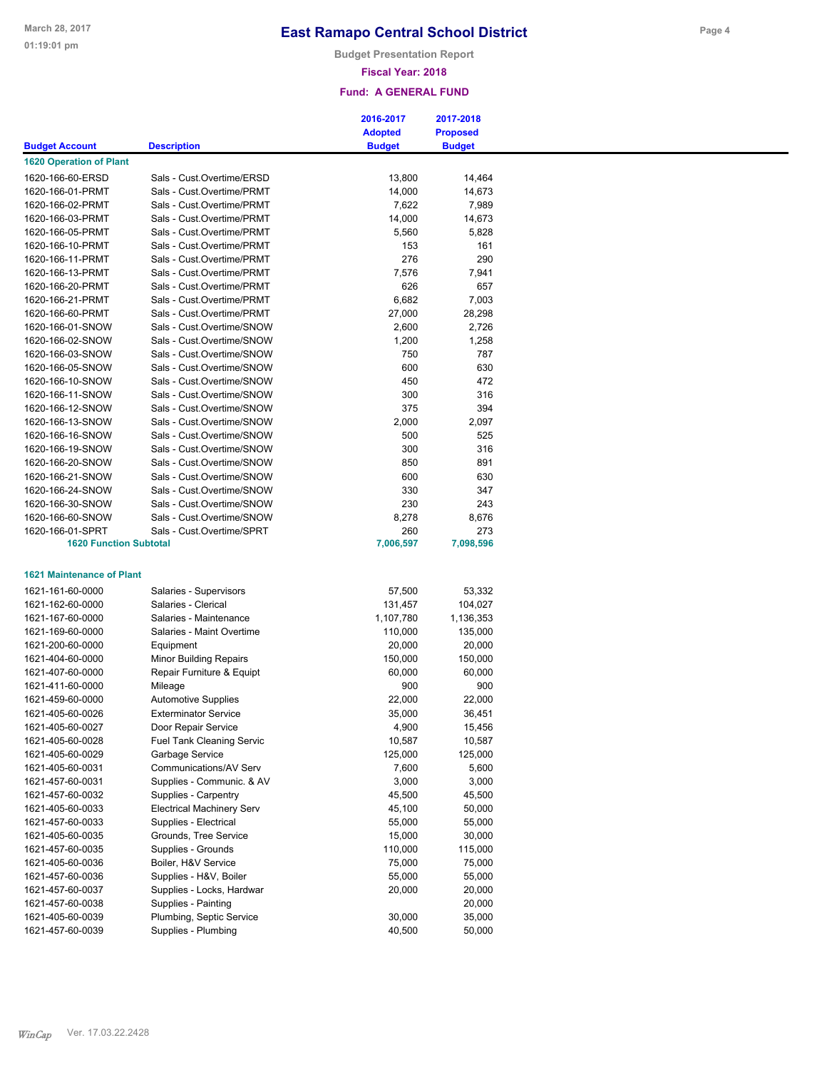# East Ramapo Central School District

**Budget Presentation Report**

**Fiscal Year: 2018**

**Fund: A GENERAL FUND**

| Budget Account | Description | 2016-2017 Adopted Budget | 2017-2018 Proposed Budget |
|---|---|---|---|
| **1620 Operation of Plant** | | | |
| 1620-166-60-ERSD | Sals - Cust.Overtime/ERSD | 13,800 | 14,464 |
| 1620-166-01-PRMT | Sals - Cust.Overtime/PRMT | 14,000 | 14,673 |
| 1620-166-02-PRMT | Sals - Cust.Overtime/PRMT | 7,622 | 7,989 |
| 1620-166-03-PRMT | Sals - Cust.Overtime/PRMT | 14,000 | 14,673 |
| 1620-166-05-PRMT | Sals - Cust.Overtime/PRMT | 5,560 | 5,828 |
| 1620-166-10-PRMT | Sals - Cust.Overtime/PRMT | 153 | 161 |
| 1620-166-11-PRMT | Sals - Cust.Overtime/PRMT | 276 | 290 |
| 1620-166-13-PRMT | Sals - Cust.Overtime/PRMT | 7,576 | 7,941 |
| 1620-166-20-PRMT | Sals - Cust.Overtime/PRMT | 626 | 657 |
| 1620-166-21-PRMT | Sals - Cust.Overtime/PRMT | 6,682 | 7,003 |
| 1620-166-60-PRMT | Sals - Cust.Overtime/PRMT | 27,000 | 28,298 |
| 1620-166-01-SNOW | Sals - Cust.Overtime/SNOW | 2,600 | 2,726 |
| 1620-166-02-SNOW | Sals - Cust.Overtime/SNOW | 1,200 | 1,258 |
| 1620-166-03-SNOW | Sals - Cust.Overtime/SNOW | 750 | 787 |
| 1620-166-05-SNOW | Sals - Cust.Overtime/SNOW | 600 | 630 |
| 1620-166-10-SNOW | Sals - Cust.Overtime/SNOW | 450 | 472 |
| 1620-166-11-SNOW | Sals - Cust.Overtime/SNOW | 300 | 316 |
| 1620-166-12-SNOW | Sals - Cust.Overtime/SNOW | 375 | 394 |
| 1620-166-13-SNOW | Sals - Cust.Overtime/SNOW | 2,000 | 2,097 |
| 1620-166-16-SNOW | Sals - Cust.Overtime/SNOW | 500 | 525 |
| 1620-166-19-SNOW | Sals - Cust.Overtime/SNOW | 300 | 316 |
| 1620-166-20-SNOW | Sals - Cust.Overtime/SNOW | 850 | 891 |
| 1620-166-21-SNOW | Sals - Cust.Overtime/SNOW | 600 | 630 |
| 1620-166-24-SNOW | Sals - Cust.Overtime/SNOW | 330 | 347 |
| 1620-166-30-SNOW | Sals - Cust.Overtime/SNOW | 230 | 243 |
| 1620-166-60-SNOW | Sals - Cust.Overtime/SNOW | 8,278 | 8,676 |
| 1620-166-01-SPRT | Sals - Cust.Overtime/SPRT | 260 | 273 |
| **1620 Function Subtotal** | | **7,006,597** | **7,098,596** |
| **1621 Maintenance of Plant** | | | |
| 1621-161-60-0000 | Salaries - Supervisors | 57,500 | 53,332 |
| 1621-162-60-0000 | Salaries - Clerical | 131,457 | 104,027 |
| 1621-167-60-0000 | Salaries - Maintenance | 1,107,780 | 1,136,353 |
| 1621-169-60-0000 | Salaries - Maint Overtime | 110,000 | 135,000 |
| 1621-200-60-0000 | Equipment | 20,000 | 20,000 |
| 1621-404-60-0000 | Minor Building Repairs | 150,000 | 150,000 |
| 1621-407-60-0000 | Repair Furniture & Equipt | 60,000 | 60,000 |
| 1621-411-60-0000 | Mileage | 900 | 900 |
| 1621-459-60-0000 | Automotive Supplies | 22,000 | 22,000 |
| 1621-405-60-0026 | Exterminator Service | 35,000 | 36,451 |
| 1621-405-60-0027 | Door Repair Service | 4,900 | 15,456 |
| 1621-405-60-0028 | Fuel Tank Cleaning Servic | 10,587 | 10,587 |
| 1621-405-60-0029 | Garbage Service | 125,000 | 125,000 |
| 1621-405-60-0031 | Communications/AV Serv | 7,600 | 5,600 |
| 1621-457-60-0031 | Supplies - Communic. & AV | 3,000 | 3,000 |
| 1621-457-60-0032 | Supplies - Carpentry | 45,500 | 45,500 |
| 1621-405-60-0033 | Electrical Machinery Serv | 45,100 | 50,000 |
| 1621-457-60-0033 | Supplies - Electrical | 55,000 | 55,000 |
| 1621-405-60-0035 | Grounds, Tree Service | 15,000 | 30,000 |
| 1621-457-60-0035 | Supplies - Grounds | 110,000 | 115,000 |
| 1621-405-60-0036 | Boiler, H&V Service | 75,000 | 75,000 |
| 1621-457-60-0036 | Supplies - H&V, Boiler | 55,000 | 55,000 |
| 1621-457-60-0037 | Supplies - Locks, Hardwar | 20,000 | 20,000 |
| 1621-457-60-0038 | Supplies - Painting | | 20,000 |
| 1621-405-60-0039 | Plumbing, Septic Service | 30,000 | 35,000 |
| 1621-457-60-0039 | Supplies - Plumbing | 40,500 | 50,000 |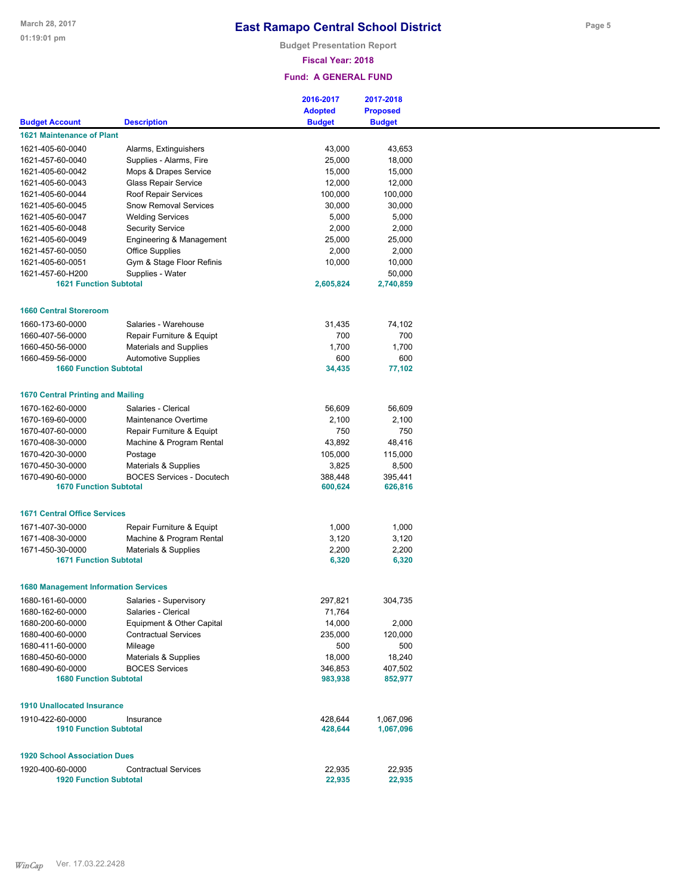# East Ramapo Central School District

**Budget Presentation Report**

**Fiscal Year: 2018**

**Fund: A GENERAL FUND**

| Budget Account | Description | 2016-2017 Adopted Budget | 2017-2018 Proposed Budget |
|---|---|---|---|
| **1621 Maintenance of Plant** | | | |
| 1621-405-60-0040 | Alarms, Extinguishers | 43,000 | 43,653 |
| 1621-457-60-0040 | Supplies - Alarms, Fire | 25,000 | 18,000 |
| 1621-405-60-0042 | Mops & Drapes Service | 15,000 | 15,000 |
| 1621-405-60-0043 | Glass Repair Service | 12,000 | 12,000 |
| 1621-405-60-0044 | Roof Repair Services | 100,000 | 100,000 |
| 1621-405-60-0045 | Snow Removal Services | 30,000 | 30,000 |
| 1621-405-60-0047 | Welding Services | 5,000 | 5,000 |
| 1621-405-60-0048 | Security Service | 2,000 | 2,000 |
| 1621-405-60-0049 | Engineering & Management | 25,000 | 25,000 |
| 1621-457-60-0050 | Office Supplies | 2,000 | 2,000 |
| 1621-405-60-0051 | Gym & Stage Floor Refinis | 10,000 | 10,000 |
| 1621-457-60-H200 | Supplies - Water | | 50,000 |
| **1621 Function Subtotal** | | **2,605,824** | **2,740,859** |
| **1660 Central Storeroom** | | | |
| 1660-173-60-0000 | Salaries - Warehouse | 31,435 | 74,102 |
| 1660-407-56-0000 | Repair Furniture & Equipt | 700 | 700 |
| 1660-450-56-0000 | Materials and Supplies | 1,700 | 1,700 |
| 1660-459-56-0000 | Automotive Supplies | 600 | 600 |
| **1660 Function Subtotal** | | **34,435** | **77,102** |
| **1670 Central Printing and Mailing** | | | |
| 1670-162-60-0000 | Salaries - Clerical | 56,609 | 56,609 |
| 1670-169-60-0000 | Maintenance Overtime | 2,100 | 2,100 |
| 1670-407-60-0000 | Repair Furniture & Equipt | 750 | 750 |
| 1670-408-30-0000 | Machine & Program Rental | 43,892 | 48,416 |
| 1670-420-30-0000 | Postage | 105,000 | 115,000 |
| 1670-450-30-0000 | Materials & Supplies | 3,825 | 8,500 |
| 1670-490-60-0000 | BOCES Services - Docutech | 388,448 | 395,441 |
| **1670 Function Subtotal** | | **600,624** | **626,816** |
| **1671 Central Office Services** | | | |
| 1671-407-30-0000 | Repair Furniture & Equipt | 1,000 | 1,000 |
| 1671-408-30-0000 | Machine & Program Rental | 3,120 | 3,120 |
| 1671-450-30-0000 | Materials & Supplies | 2,200 | 2,200 |
| **1671 Function Subtotal** | | **6,320** | **6,320** |
| **1680 Management Information Services** | | | |
| 1680-161-60-0000 | Salaries - Supervisory | 297,821 | 304,735 |
| 1680-162-60-0000 | Salaries - Clerical | 71,764 | |
| 1680-200-60-0000 | Equipment & Other Capital | 14,000 | 2,000 |
| 1680-400-60-0000 | Contractual Services | 235,000 | 120,000 |
| 1680-411-60-0000 | Mileage | 500 | 500 |
| 1680-450-60-0000 | Materials & Supplies | 18,000 | 18,240 |
| 1680-490-60-0000 | BOCES Services | 346,853 | 407,502 |
| **1680 Function Subtotal** | | **983,938** | **852,977** |
| **1910 Unallocated Insurance** | | | |
| 1910-422-60-0000 | Insurance | 428,644 | 1,067,096 |
| **1910 Function Subtotal** | | **428,644** | **1,067,096** |
| **1920 School Association Dues** | | | |
| 1920-400-60-0000 | Contractual Services | 22,935 | 22,935 |
| **1920 Function Subtotal** | | **22,935** | **22,935** |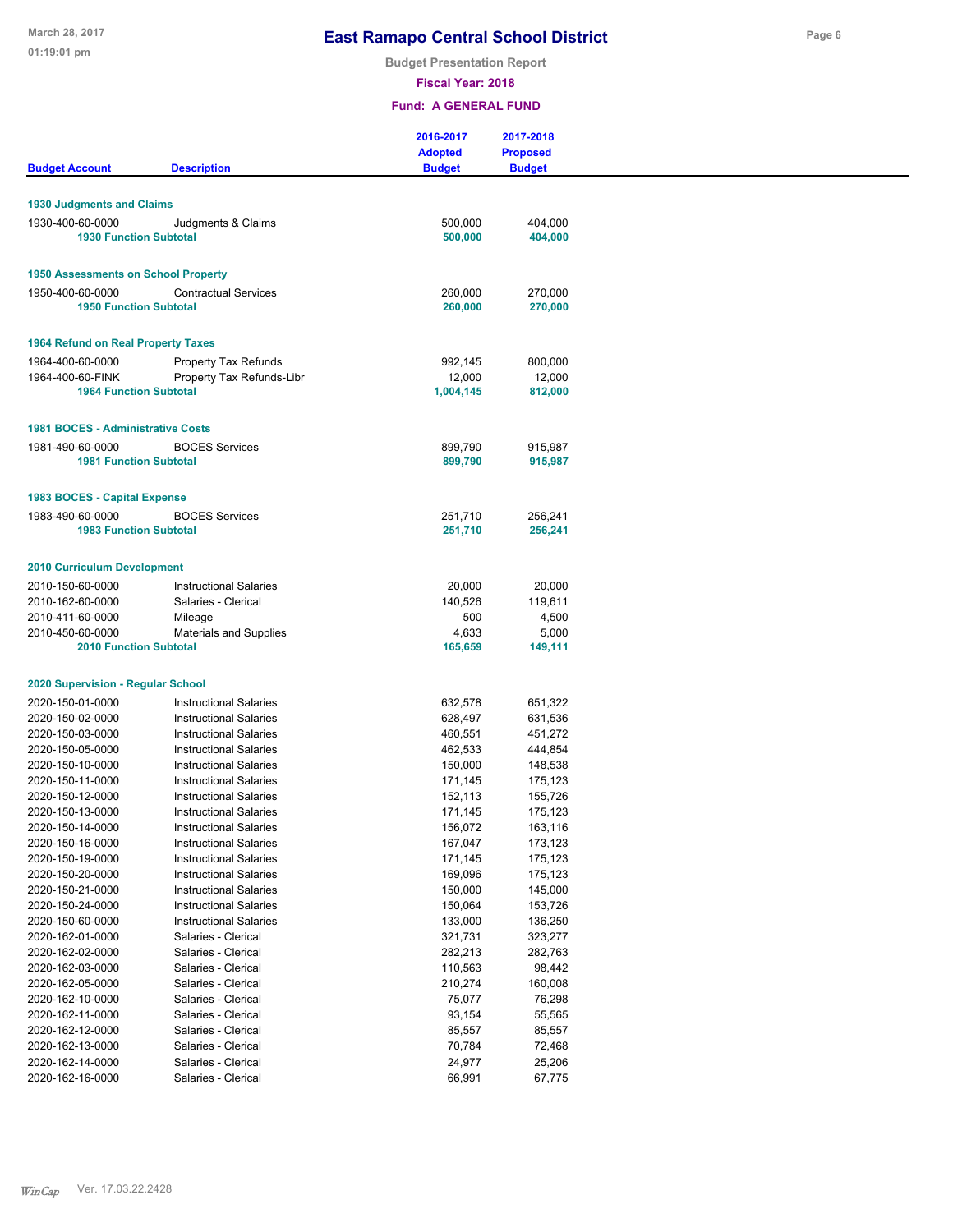# East Ramapo Central School District

**Budget Presentation Report**

**Fiscal Year: 2018**

**Fund: A GENERAL FUND**

| Budget Account | Description | 2016-2017 Adopted Budget | 2017-2018 Proposed Budget |
|---|---|---|---|
| **1930 Judgments and Claims** | | | |
| 1930-400-60-0000 | Judgments & Claims | 500,000 | 404,000 |
| **1930 Function Subtotal** | | **500,000** | **404,000** |
| **1950 Assessments on School Property** | | | |
| 1950-400-60-0000 | Contractual Services | 260,000 | 270,000 |
| **1950 Function Subtotal** | | **260,000** | **270,000** |
| **1964 Refund on Real Property Taxes** | | | |
| 1964-400-60-0000 | Property Tax Refunds | 992,145 | 800,000 |
| 1964-400-60-FINK | Property Tax Refunds-Libr | 12,000 | 12,000 |
| **1964 Function Subtotal** | | **1,004,145** | **812,000** |
| **1981 BOCES - Administrative Costs** | | | |
| 1981-490-60-0000 | BOCES Services | 899,790 | 915,987 |
| **1981 Function Subtotal** | | **899,790** | **915,987** |
| **1983 BOCES - Capital Expense** | | | |
| 1983-490-60-0000 | BOCES Services | 251,710 | 256,241 |
| **1983 Function Subtotal** | | **251,710** | **256,241** |
| **2010 Curriculum Development** | | | |
| 2010-150-60-0000 | Instructional Salaries | 20,000 | 20,000 |
| 2010-162-60-0000 | Salaries - Clerical | 140,526 | 119,611 |
| 2010-411-60-0000 | Mileage | 500 | 4,500 |
| 2010-450-60-0000 | Materials and Supplies | 4,633 | 5,000 |
| **2010 Function Subtotal** | | **165,659** | **149,111** |
| **2020 Supervision - Regular School** | | | |
| 2020-150-01-0000 | Instructional Salaries | 632,578 | 651,322 |
| 2020-150-02-0000 | Instructional Salaries | 628,497 | 631,536 |
| 2020-150-03-0000 | Instructional Salaries | 460,551 | 451,272 |
| 2020-150-05-0000 | Instructional Salaries | 462,533 | 444,854 |
| 2020-150-10-0000 | Instructional Salaries | 150,000 | 148,538 |
| 2020-150-11-0000 | Instructional Salaries | 171,145 | 175,123 |
| 2020-150-12-0000 | Instructional Salaries | 152,113 | 155,726 |
| 2020-150-13-0000 | Instructional Salaries | 171,145 | 175,123 |
| 2020-150-14-0000 | Instructional Salaries | 156,072 | 163,116 |
| 2020-150-16-0000 | Instructional Salaries | 167,047 | 173,123 |
| 2020-150-19-0000 | Instructional Salaries | 171,145 | 175,123 |
| 2020-150-20-0000 | Instructional Salaries | 169,096 | 175,123 |
| 2020-150-21-0000 | Instructional Salaries | 150,000 | 145,000 |
| 2020-150-24-0000 | Instructional Salaries | 150,064 | 153,726 |
| 2020-150-60-0000 | Instructional Salaries | 133,000 | 136,250 |
| 2020-162-01-0000 | Salaries - Clerical | 321,731 | 323,277 |
| 2020-162-02-0000 | Salaries - Clerical | 282,213 | 282,763 |
| 2020-162-03-0000 | Salaries - Clerical | 110,563 | 98,442 |
| 2020-162-05-0000 | Salaries - Clerical | 210,274 | 160,008 |
| 2020-162-10-0000 | Salaries - Clerical | 75,077 | 76,298 |
| 2020-162-11-0000 | Salaries - Clerical | 93,154 | 55,565 |
| 2020-162-12-0000 | Salaries - Clerical | 85,557 | 85,557 |
| 2020-162-13-0000 | Salaries - Clerical | 70,784 | 72,468 |
| 2020-162-14-0000 | Salaries - Clerical | 24,977 | 25,206 |
| 2020-162-16-0000 | Salaries - Clerical | 66,991 | 67,775 |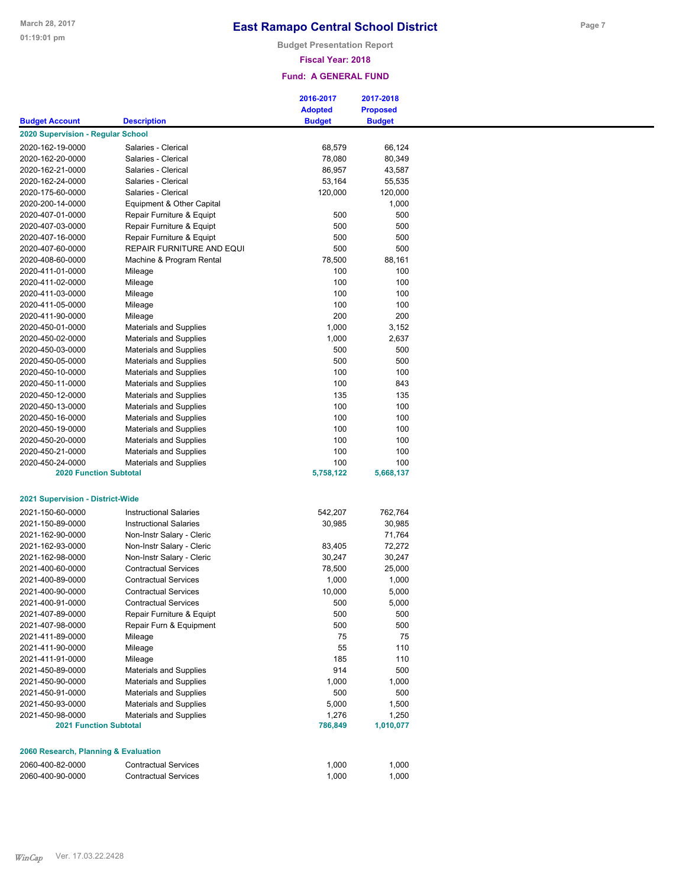# East Ramapo Central School District

**Budget Presentation Report**

**Fiscal Year: 2018**

**Fund: A GENERAL FUND**

| Budget Account | Description | 2016-2017 Adopted Budget | 2017-2018 Proposed Budget |
|---|---|---|---|
| **2020 Supervision - Regular School** | | | |
| 2020-162-19-0000 | Salaries - Clerical | 68,579 | 66,124 |
| 2020-162-20-0000 | Salaries - Clerical | 78,080 | 80,349 |
| 2020-162-21-0000 | Salaries - Clerical | 86,957 | 43,587 |
| 2020-162-24-0000 | Salaries - Clerical | 53,164 | 55,535 |
| 2020-175-60-0000 | Salaries - Clerical | 120,000 | 120,000 |
| 2020-200-14-0000 | Equipment & Other Capital | | 1,000 |
| 2020-407-01-0000 | Repair Furniture & Equipt | 500 | 500 |
| 2020-407-03-0000 | Repair Furniture & Equipt | 500 | 500 |
| 2020-407-16-0000 | Repair Furniture & Equipt | 500 | 500 |
| 2020-407-60-0000 | REPAIR FURNITURE AND EQUI | 500 | 500 |
| 2020-408-60-0000 | Machine & Program Rental | 78,500 | 88,161 |
| 2020-411-01-0000 | Mileage | 100 | 100 |
| 2020-411-02-0000 | Mileage | 100 | 100 |
| 2020-411-03-0000 | Mileage | 100 | 100 |
| 2020-411-05-0000 | Mileage | 100 | 100 |
| 2020-411-90-0000 | Mileage | 200 | 200 |
| 2020-450-01-0000 | Materials and Supplies | 1,000 | 3,152 |
| 2020-450-02-0000 | Materials and Supplies | 1,000 | 2,637 |
| 2020-450-03-0000 | Materials and Supplies | 500 | 500 |
| 2020-450-05-0000 | Materials and Supplies | 500 | 500 |
| 2020-450-10-0000 | Materials and Supplies | 100 | 100 |
| 2020-450-11-0000 | Materials and Supplies | 100 | 843 |
| 2020-450-12-0000 | Materials and Supplies | 135 | 135 |
| 2020-450-13-0000 | Materials and Supplies | 100 | 100 |
| 2020-450-16-0000 | Materials and Supplies | 100 | 100 |
| 2020-450-19-0000 | Materials and Supplies | 100 | 100 |
| 2020-450-20-0000 | Materials and Supplies | 100 | 100 |
| 2020-450-21-0000 | Materials and Supplies | 100 | 100 |
| 2020-450-24-0000 | Materials and Supplies | 100 | 100 |
| **2020 Function Subtotal** | | **5,758,122** | **5,668,137** |
| **2021 Supervision - District-Wide** | | | |
| 2021-150-60-0000 | Instructional Salaries | 542,207 | 762,764 |
| 2021-150-89-0000 | Instructional Salaries | 30,985 | 30,985 |
| 2021-162-90-0000 | Non-Instr Salary - Cleric | | 71,764 |
| 2021-162-93-0000 | Non-Instr Salary - Cleric | 83,405 | 72,272 |
| 2021-162-98-0000 | Non-Instr Salary - Cleric | 30,247 | 30,247 |
| 2021-400-60-0000 | Contractual Services | 78,500 | 25,000 |
| 2021-400-89-0000 | Contractual Services | 1,000 | 1,000 |
| 2021-400-90-0000 | Contractual Services | 10,000 | 5,000 |
| 2021-400-91-0000 | Contractual Services | 500 | 5,000 |
| 2021-407-89-0000 | Repair Furniture & Equipt | 500 | 500 |
| 2021-407-98-0000 | Repair Furn & Equipment | 500 | 500 |
| 2021-411-89-0000 | Mileage | 75 | 75 |
| 2021-411-90-0000 | Mileage | 55 | 110 |
| 2021-411-91-0000 | Mileage | 185 | 110 |
| 2021-450-89-0000 | Materials and Supplies | 914 | 500 |
| 2021-450-90-0000 | Materials and Supplies | 1,000 | 1,000 |
| 2021-450-91-0000 | Materials and Supplies | 500 | 500 |
| 2021-450-93-0000 | Materials and Supplies | 5,000 | 1,500 |
| 2021-450-98-0000 | Materials and Supplies | 1,276 | 1,250 |
| **2021 Function Subtotal** | | **786,849** | **1,010,077** |
| **2060 Research, Planning & Evaluation** | | | |
| 2060-400-82-0000 | Contractual Services | 1,000 | 1,000 |
| 2060-400-90-0000 | Contractual Services | 1,000 | 1,000 |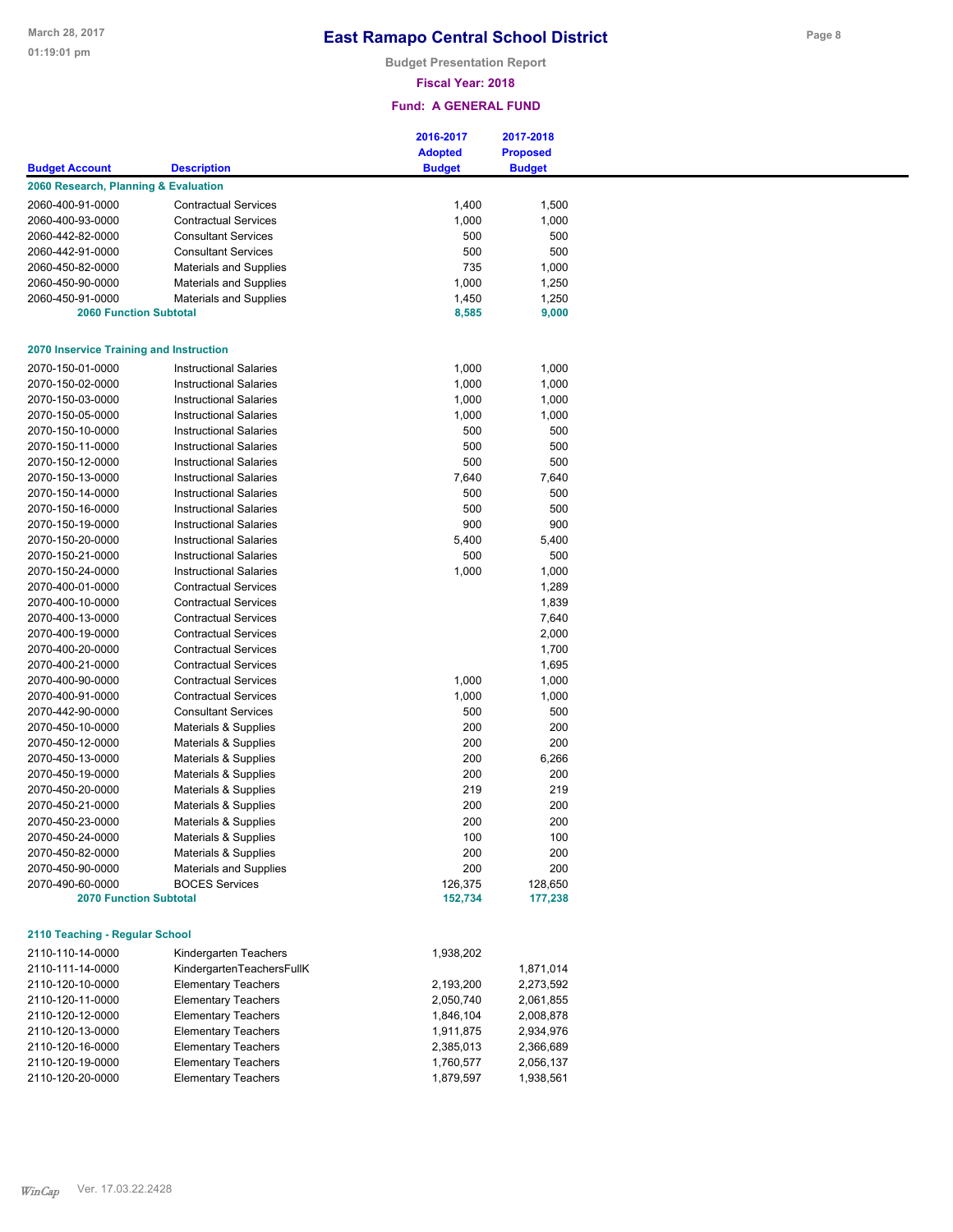# East Ramapo Central School District

**Budget Presentation Report**

**Fiscal Year: 2018**

**Fund: A GENERAL FUND**

| Budget Account | Description | 2016-2017 Adopted Budget | 2017-2018 Proposed Budget |
|---|---|---|---|
| **2060 Research, Planning & Evaluation** | | | |
| 2060-400-91-0000 | Contractual Services | 1,400 | 1,500 |
| 2060-400-93-0000 | Contractual Services | 1,000 | 1,000 |
| 2060-442-82-0000 | Consultant Services | 500 | 500 |
| 2060-442-91-0000 | Consultant Services | 500 | 500 |
| 2060-450-82-0000 | Materials and Supplies | 735 | 1,000 |
| 2060-450-90-0000 | Materials and Supplies | 1,000 | 1,250 |
| 2060-450-91-0000 | Materials and Supplies | 1,450 | 1,250 |
| **2060 Function Subtotal** | | **8,585** | **9,000** |
| **2070 Inservice Training and Instruction** | | | |
| 2070-150-01-0000 | Instructional Salaries | 1,000 | 1,000 |
| 2070-150-02-0000 | Instructional Salaries | 1,000 | 1,000 |
| 2070-150-03-0000 | Instructional Salaries | 1,000 | 1,000 |
| 2070-150-05-0000 | Instructional Salaries | 1,000 | 1,000 |
| 2070-150-10-0000 | Instructional Salaries | 500 | 500 |
| 2070-150-11-0000 | Instructional Salaries | 500 | 500 |
| 2070-150-12-0000 | Instructional Salaries | 500 | 500 |
| 2070-150-13-0000 | Instructional Salaries | 7,640 | 7,640 |
| 2070-150-14-0000 | Instructional Salaries | 500 | 500 |
| 2070-150-16-0000 | Instructional Salaries | 500 | 500 |
| 2070-150-19-0000 | Instructional Salaries | 900 | 900 |
| 2070-150-20-0000 | Instructional Salaries | 5,400 | 5,400 |
| 2070-150-21-0000 | Instructional Salaries | 500 | 500 |
| 2070-150-24-0000 | Instructional Salaries | 1,000 | 1,000 |
| 2070-400-01-0000 | Contractual Services | | 1,289 |
| 2070-400-10-0000 | Contractual Services | | 1,839 |
| 2070-400-13-0000 | Contractual Services | | 7,640 |
| 2070-400-19-0000 | Contractual Services | | 2,000 |
| 2070-400-20-0000 | Contractual Services | | 1,700 |
| 2070-400-21-0000 | Contractual Services | | 1,695 |
| 2070-400-90-0000 | Contractual Services | 1,000 | 1,000 |
| 2070-400-91-0000 | Contractual Services | 1,000 | 1,000 |
| 2070-442-90-0000 | Consultant Services | 500 | 500 |
| 2070-450-10-0000 | Materials & Supplies | 200 | 200 |
| 2070-450-12-0000 | Materials & Supplies | 200 | 200 |
| 2070-450-13-0000 | Materials & Supplies | 200 | 6,266 |
| 2070-450-19-0000 | Materials & Supplies | 200 | 200 |
| 2070-450-20-0000 | Materials & Supplies | 219 | 219 |
| 2070-450-21-0000 | Materials & Supplies | 200 | 200 |
| 2070-450-23-0000 | Materials & Supplies | 200 | 200 |
| 2070-450-24-0000 | Materials & Supplies | 100 | 100 |
| 2070-450-82-0000 | Materials & Supplies | 200 | 200 |
| 2070-450-90-0000 | Materials and Supplies | 200 | 200 |
| 2070-490-60-0000 | BOCES Services | 126,375 | 128,650 |
| **2070 Function Subtotal** | | **152,734** | **177,238** |
| **2110 Teaching - Regular School** | | | |
| 2110-110-14-0000 | Kindergarten Teachers | 1,938,202 | |
| 2110-111-14-0000 | KindergartenTeachersFullK | | 1,871,014 |
| 2110-120-10-0000 | Elementary Teachers | 2,193,200 | 2,273,592 |
| 2110-120-11-0000 | Elementary Teachers | 2,050,740 | 2,061,855 |
| 2110-120-12-0000 | Elementary Teachers | 1,846,104 | 2,008,878 |
| 2110-120-13-0000 | Elementary Teachers | 1,911,875 | 2,934,976 |
| 2110-120-16-0000 | Elementary Teachers | 2,385,013 | 2,366,689 |
| 2110-120-19-0000 | Elementary Teachers | 1,760,577 | 2,056,137 |
| 2110-120-20-0000 | Elementary Teachers | 1,879,597 | 1,938,561 |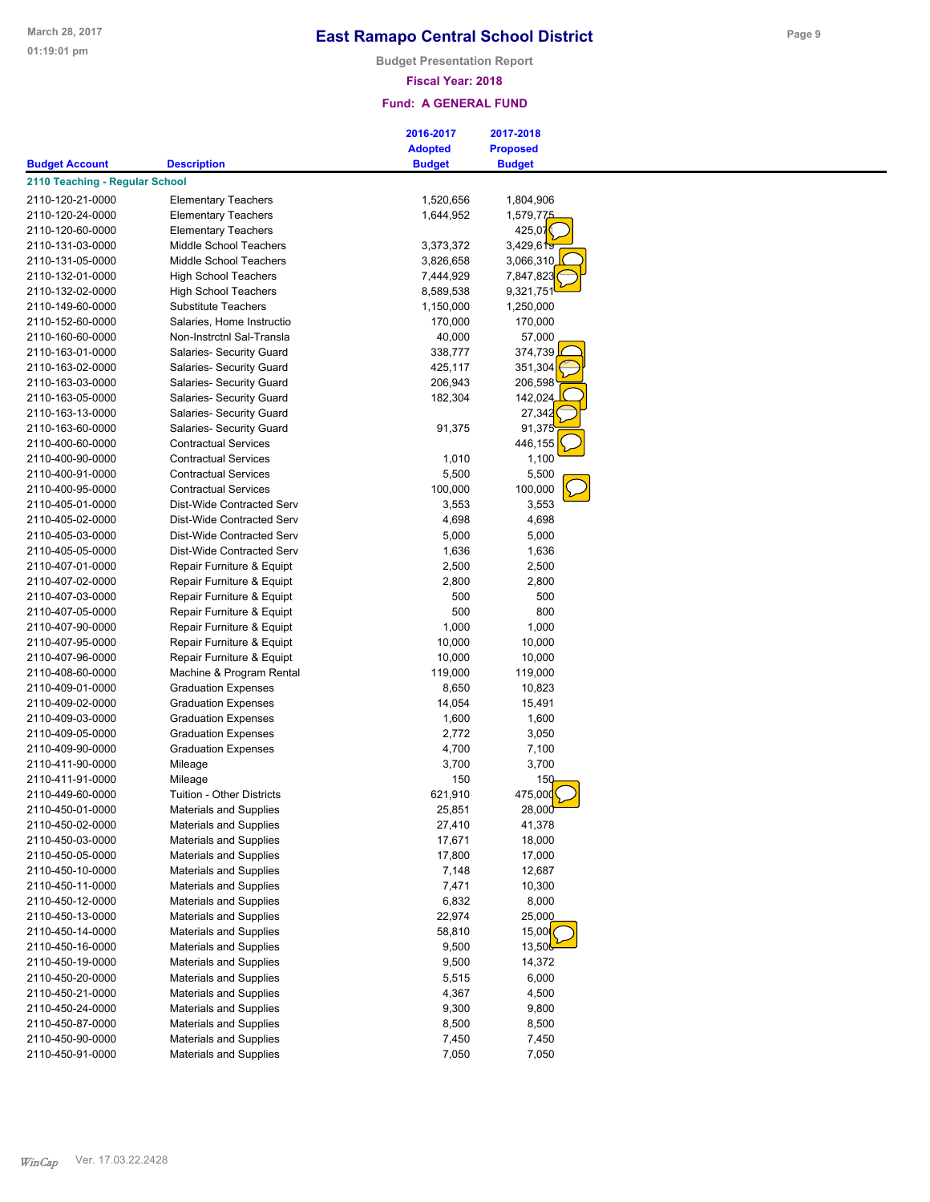# East Ramapo Central School District

Budget Presentation Report

Fiscal Year: 2018

Fund: A GENERAL FUND

| Budget Account | Description | 2016-2017 Adopted Budget | 2017-2018 Proposed Budget |
|---|---|---|---|
| **2110 Teaching - Regular School** | | | |
| 2110-120-21-0000 | Elementary Teachers | 1,520,656 | 1,804,906 |
| 2110-120-24-0000 | Elementary Teachers | 1,644,952 | 1,579,775 |
| 2110-120-60-0000 | Elementary Teachers | | 425,070 |
| 2110-131-03-0000 | Middle School Teachers | 3,373,372 | 3,429,619 |
| 2110-131-05-0000 | Middle School Teachers | 3,826,658 | 3,066,310 |
| 2110-132-01-0000 | High School Teachers | 7,444,929 | 7,847,823 |
| 2110-132-02-0000 | High School Teachers | 8,589,538 | 9,321,751 |
| 2110-149-60-0000 | Substitute Teachers | 1,150,000 | 1,250,000 |
| 2110-152-60-0000 | Salaries, Home Instructio | 170,000 | 170,000 |
| 2110-160-60-0000 | Non-Instrctnl Sal-Transla | 40,000 | 57,000 |
| 2110-163-01-0000 | Salaries- Security Guard | 338,777 | 374,739 |
| 2110-163-02-0000 | Salaries- Security Guard | 425,117 | 351,304 |
| 2110-163-03-0000 | Salaries- Security Guard | 206,943 | 206,598 |
| 2110-163-05-0000 | Salaries- Security Guard | 182,304 | 142,024 |
| 2110-163-13-0000 | Salaries- Security Guard | | 27,342 |
| 2110-163-60-0000 | Salaries- Security Guard | 91,375 | 91,375 |
| 2110-400-60-0000 | Contractual Services | | 446,155 |
| 2110-400-90-0000 | Contractual Services | 1,010 | 1,100 |
| 2110-400-91-0000 | Contractual Services | 5,500 | 5,500 |
| 2110-400-95-0000 | Contractual Services | 100,000 | 100,000 |
| 2110-405-01-0000 | Dist-Wide Contracted Serv | 3,553 | 3,553 |
| 2110-405-02-0000 | Dist-Wide Contracted Serv | 4,698 | 4,698 |
| 2110-405-03-0000 | Dist-Wide Contracted Serv | 5,000 | 5,000 |
| 2110-405-05-0000 | Dist-Wide Contracted Serv | 1,636 | 1,636 |
| 2110-407-01-0000 | Repair Furniture & Equipt | 2,500 | 2,500 |
| 2110-407-02-0000 | Repair Furniture & Equipt | 2,800 | 2,800 |
| 2110-407-03-0000 | Repair Furniture & Equipt | 500 | 500 |
| 2110-407-05-0000 | Repair Furniture & Equipt | 500 | 800 |
| 2110-407-90-0000 | Repair Furniture & Equipt | 1,000 | 1,000 |
| 2110-407-95-0000 | Repair Furniture & Equipt | 10,000 | 10,000 |
| 2110-407-96-0000 | Repair Furniture & Equipt | 10,000 | 10,000 |
| 2110-408-60-0000 | Machine & Program Rental | 119,000 | 119,000 |
| 2110-409-01-0000 | Graduation Expenses | 8,650 | 10,823 |
| 2110-409-02-0000 | Graduation Expenses | 14,054 | 15,491 |
| 2110-409-03-0000 | Graduation Expenses | 1,600 | 1,600 |
| 2110-409-05-0000 | Graduation Expenses | 2,772 | 3,050 |
| 2110-409-90-0000 | Graduation Expenses | 4,700 | 7,100 |
| 2110-411-90-0000 | Mileage | 3,700 | 3,700 |
| 2110-411-91-0000 | Mileage | 150 | 150 |
| 2110-449-60-0000 | Tuition - Other Districts | 621,910 | 475,000 |
| 2110-450-01-0000 | Materials and Supplies | 25,851 | 28,000 |
| 2110-450-02-0000 | Materials and Supplies | 27,410 | 41,378 |
| 2110-450-03-0000 | Materials and Supplies | 17,671 | 18,000 |
| 2110-450-05-0000 | Materials and Supplies | 17,800 | 17,000 |
| 2110-450-10-0000 | Materials and Supplies | 7,148 | 12,687 |
| 2110-450-11-0000 | Materials and Supplies | 7,471 | 10,300 |
| 2110-450-12-0000 | Materials and Supplies | 6,832 | 8,000 |
| 2110-450-13-0000 | Materials and Supplies | 22,974 | 25,000 |
| 2110-450-14-0000 | Materials and Supplies | 58,810 | 15,000 |
| 2110-450-16-0000 | Materials and Supplies | 9,500 | 13,500 |
| 2110-450-19-0000 | Materials and Supplies | 9,500 | 14,372 |
| 2110-450-20-0000 | Materials and Supplies | 5,515 | 6,000 |
| 2110-450-21-0000 | Materials and Supplies | 4,367 | 4,500 |
| 2110-450-24-0000 | Materials and Supplies | 9,300 | 9,800 |
| 2110-450-87-0000 | Materials and Supplies | 8,500 | 8,500 |
| 2110-450-90-0000 | Materials and Supplies | 7,450 | 7,450 |
| 2110-450-91-0000 | Materials and Supplies | 7,050 | 7,050 |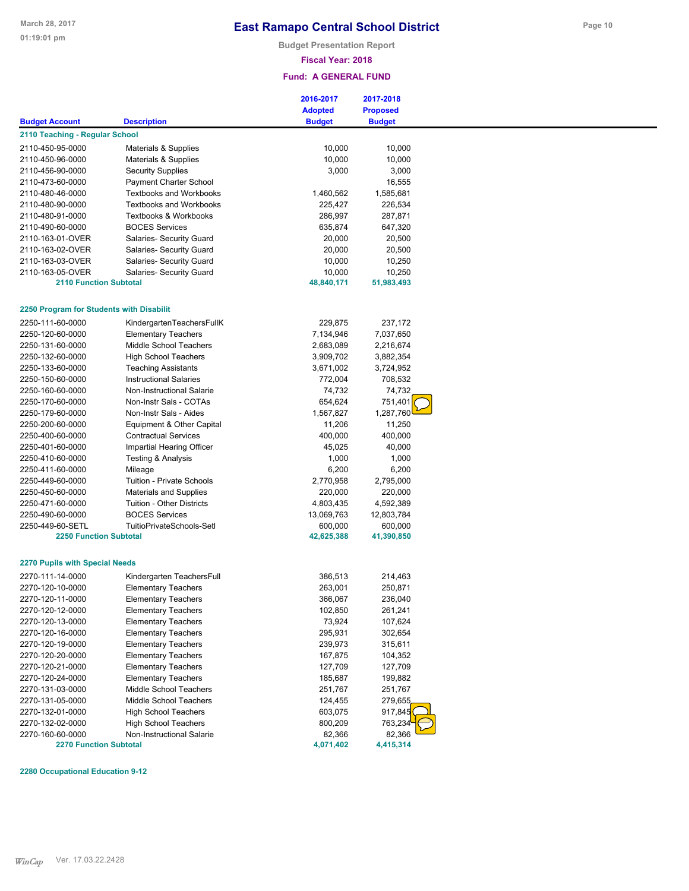# East Ramapo Central School District

Budget Presentation Report

Fiscal Year: 2018

Fund: A GENERAL FUND

| Budget Account | Description | 2016-2017 Adopted Budget | 2017-2018 Proposed Budget |
|---|---|---|---|
| **2110 Teaching - Regular School** | | | |
| 2110-450-95-0000 | Materials & Supplies | 10,000 | 10,000 |
| 2110-450-96-0000 | Materials & Supplies | 10,000 | 10,000 |
| 2110-456-90-0000 | Security Supplies | 3,000 | 3,000 |
| 2110-473-60-0000 | Payment Charter School | | 16,555 |
| 2110-480-46-0000 | Textbooks and Workbooks | 1,460,562 | 1,585,681 |
| 2110-480-90-0000 | Textbooks and Workbooks | 225,427 | 226,534 |
| 2110-480-91-0000 | Textbooks & Workbooks | 286,997 | 287,871 |
| 2110-490-60-0000 | BOCES Services | 635,874 | 647,320 |
| 2110-163-01-OVER | Salaries- Security Guard | 20,000 | 20,500 |
| 2110-163-02-OVER | Salaries- Security Guard | 20,000 | 20,500 |
| 2110-163-03-OVER | Salaries- Security Guard | 10,000 | 10,250 |
| 2110-163-05-OVER | Salaries- Security Guard | 10,000 | 10,250 |
| **2110 Function Subtotal** | | **48,840,171** | **51,983,493** |
| **2250 Program for Students with Disabilit** | | | |
| 2250-111-60-0000 | KindergartenTeachersFullK | 229,875 | 237,172 |
| 2250-120-60-0000 | Elementary Teachers | 7,134,946 | 7,037,650 |
| 2250-131-60-0000 | Middle School Teachers | 2,683,089 | 2,216,674 |
| 2250-132-60-0000 | High School Teachers | 3,909,702 | 3,882,354 |
| 2250-133-60-0000 | Teaching Assistants | 3,671,002 | 3,724,952 |
| 2250-150-60-0000 | Instructional Salaries | 772,004 | 708,532 |
| 2250-160-60-0000 | Non-Instructional Salarie | 74,732 | 74,732 |
| 2250-170-60-0000 | Non-Instr Sals - COTAs | 654,624 | 751,401 |
| 2250-179-60-0000 | Non-Instr Sals - Aides | 1,567,827 | 1,287,760 |
| 2250-200-60-0000 | Equipment & Other Capital | 11,206 | 11,250 |
| 2250-400-60-0000 | Contractual Services | 400,000 | 400,000 |
| 2250-401-60-0000 | Impartial Hearing Officer | 45,025 | 40,000 |
| 2250-410-60-0000 | Testing & Analysis | 1,000 | 1,000 |
| 2250-411-60-0000 | Mileage | 6,200 | 6,200 |
| 2250-449-60-0000 | Tuition - Private Schools | 2,770,958 | 2,795,000 |
| 2250-450-60-0000 | Materials and Supplies | 220,000 | 220,000 |
| 2250-471-60-0000 | Tuition - Other Districts | 4,803,435 | 4,592,389 |
| 2250-490-60-0000 | BOCES Services | 13,069,763 | 12,803,784 |
| 2250-449-60-SETL | TuitioPrivateSchools-Setl | 600,000 | 600,000 |
| **2250 Function Subtotal** | | **42,625,388** | **41,390,850** |
| **2270 Pupils with Special Needs** | | | |
| 2270-111-14-0000 | Kindergarten TeachersFull | 386,513 | 214,463 |
| 2270-120-10-0000 | Elementary Teachers | 263,001 | 250,871 |
| 2270-120-11-0000 | Elementary Teachers | 366,067 | 236,040 |
| 2270-120-12-0000 | Elementary Teachers | 102,850 | 261,241 |
| 2270-120-13-0000 | Elementary Teachers | 73,924 | 107,624 |
| 2270-120-16-0000 | Elementary Teachers | 295,931 | 302,654 |
| 2270-120-19-0000 | Elementary Teachers | 239,973 | 315,611 |
| 2270-120-20-0000 | Elementary Teachers | 167,875 | 104,352 |
| 2270-120-21-0000 | Elementary Teachers | 127,709 | 127,709 |
| 2270-120-24-0000 | Elementary Teachers | 185,687 | 199,882 |
| 2270-131-03-0000 | Middle School Teachers | 251,767 | 251,767 |
| 2270-131-05-0000 | Middle School Teachers | 124,455 | 279,655 |
| 2270-132-01-0000 | High School Teachers | 603,075 | 917,845 |
| 2270-132-02-0000 | High School Teachers | 800,209 | 763,234 |
| 2270-160-60-0000 | Non-Instructional Salarie | 82,366 | 82,366 |
| **2270 Function Subtotal** | | **4,071,402** | **4,415,314** |
| **2280 Occupational Education 9-12** | | | |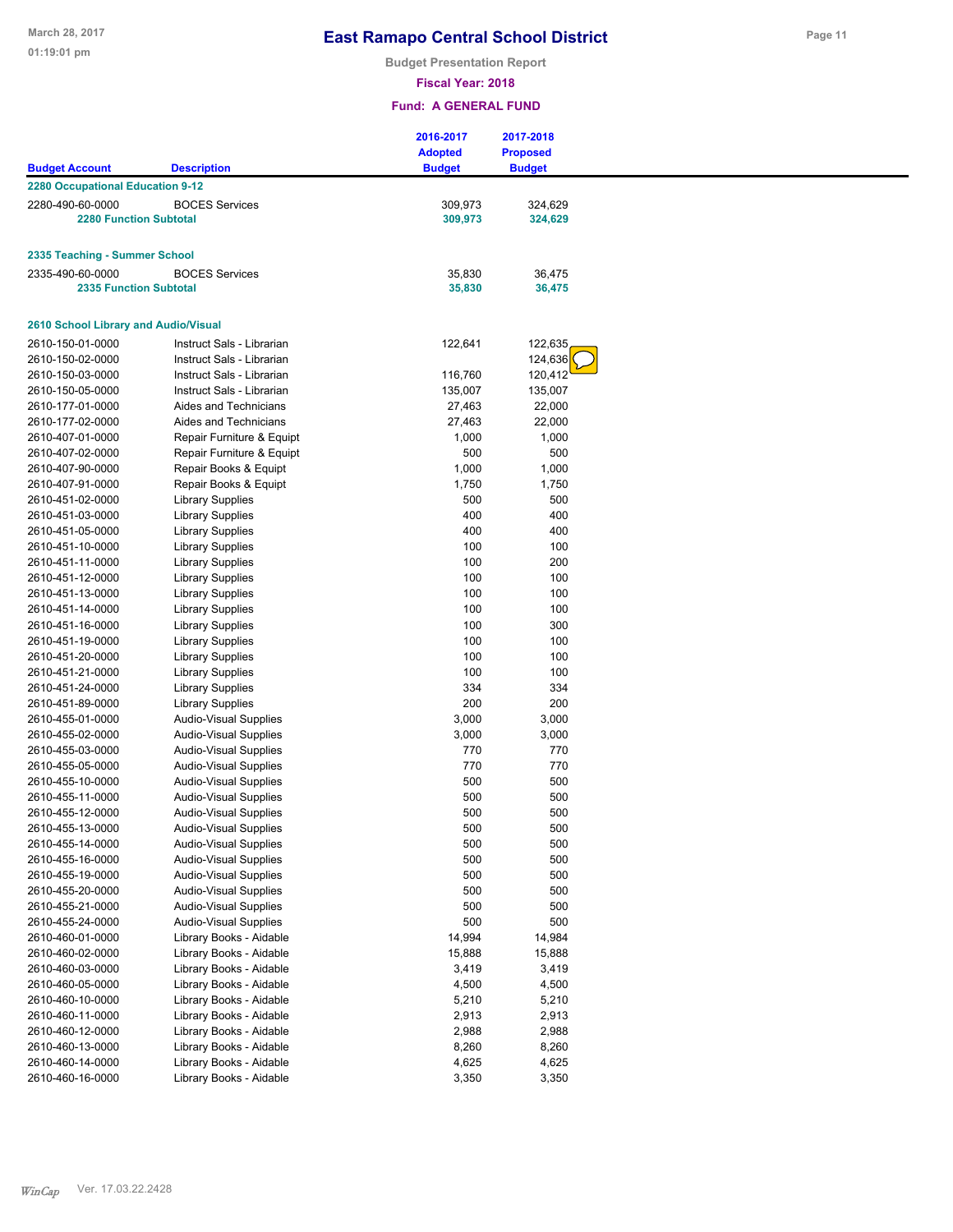# East Ramapo Central School District

Budget Presentation Report

**Fiscal Year: 2018**

**Fund: A GENERAL FUND**

| Budget Account | Description | 2016-2017 Adopted Budget | 2017-2018 Proposed Budget |
|---|---|---|---|
| **2280 Occupational Education 9-12** | | | |
| 2280-490-60-0000 | BOCES Services | 309,973 | 324,629 |
| **2280 Function Subtotal** | | **309,973** | **324,629** |
| **2335 Teaching - Summer School** | | | |
| 2335-490-60-0000 | BOCES Services | 35,830 | 36,475 |
| **2335 Function Subtotal** | | **35,830** | **36,475** |
| **2610 School Library and Audio/Visual** | | | |
| 2610-150-01-0000 | Instruct Sals - Librarian | 122,641 | 122,635 |
| 2610-150-02-0000 | Instruct Sals - Librarian | | 124,636 |
| 2610-150-03-0000 | Instruct Sals - Librarian | 116,760 | 120,412 |
| 2610-150-05-0000 | Instruct Sals - Librarian | 135,007 | 135,007 |
| 2610-177-01-0000 | Aides and Technicians | 27,463 | 22,000 |
| 2610-177-02-0000 | Aides and Technicians | 27,463 | 22,000 |
| 2610-407-01-0000 | Repair Furniture & Equipt | 1,000 | 1,000 |
| 2610-407-02-0000 | Repair Furniture & Equipt | 500 | 500 |
| 2610-407-90-0000 | Repair Books & Equipt | 1,000 | 1,000 |
| 2610-407-91-0000 | Repair Books & Equipt | 1,750 | 1,750 |
| 2610-451-02-0000 | Library Supplies | 500 | 500 |
| 2610-451-03-0000 | Library Supplies | 400 | 400 |
| 2610-451-05-0000 | Library Supplies | 400 | 400 |
| 2610-451-10-0000 | Library Supplies | 100 | 100 |
| 2610-451-11-0000 | Library Supplies | 100 | 200 |
| 2610-451-12-0000 | Library Supplies | 100 | 100 |
| 2610-451-13-0000 | Library Supplies | 100 | 100 |
| 2610-451-14-0000 | Library Supplies | 100 | 100 |
| 2610-451-16-0000 | Library Supplies | 100 | 300 |
| 2610-451-19-0000 | Library Supplies | 100 | 100 |
| 2610-451-20-0000 | Library Supplies | 100 | 100 |
| 2610-451-21-0000 | Library Supplies | 100 | 100 |
| 2610-451-24-0000 | Library Supplies | 334 | 334 |
| 2610-451-89-0000 | Library Supplies | 200 | 200 |
| 2610-455-01-0000 | Audio-Visual Supplies | 3,000 | 3,000 |
| 2610-455-02-0000 | Audio-Visual Supplies | 3,000 | 3,000 |
| 2610-455-03-0000 | Audio-Visual Supplies | 770 | 770 |
| 2610-455-05-0000 | Audio-Visual Supplies | 770 | 770 |
| 2610-455-10-0000 | Audio-Visual Supplies | 500 | 500 |
| 2610-455-11-0000 | Audio-Visual Supplies | 500 | 500 |
| 2610-455-12-0000 | Audio-Visual Supplies | 500 | 500 |
| 2610-455-13-0000 | Audio-Visual Supplies | 500 | 500 |
| 2610-455-14-0000 | Audio-Visual Supplies | 500 | 500 |
| 2610-455-16-0000 | Audio-Visual Supplies | 500 | 500 |
| 2610-455-19-0000 | Audio-Visual Supplies | 500 | 500 |
| 2610-455-20-0000 | Audio-Visual Supplies | 500 | 500 |
| 2610-455-21-0000 | Audio-Visual Supplies | 500 | 500 |
| 2610-455-24-0000 | Audio-Visual Supplies | 500 | 500 |
| 2610-460-01-0000 | Library Books - Aidable | 14,994 | 14,984 |
| 2610-460-02-0000 | Library Books - Aidable | 15,888 | 15,888 |
| 2610-460-03-0000 | Library Books - Aidable | 3,419 | 3,419 |
| 2610-460-05-0000 | Library Books - Aidable | 4,500 | 4,500 |
| 2610-460-10-0000 | Library Books - Aidable | 5,210 | 5,210 |
| 2610-460-11-0000 | Library Books - Aidable | 2,913 | 2,913 |
| 2610-460-12-0000 | Library Books - Aidable | 2,988 | 2,988 |
| 2610-460-13-0000 | Library Books - Aidable | 8,260 | 8,260 |
| 2610-460-14-0000 | Library Books - Aidable | 4,625 | 4,625 |
| 2610-460-16-0000 | Library Books - Aidable | 3,350 | 3,350 |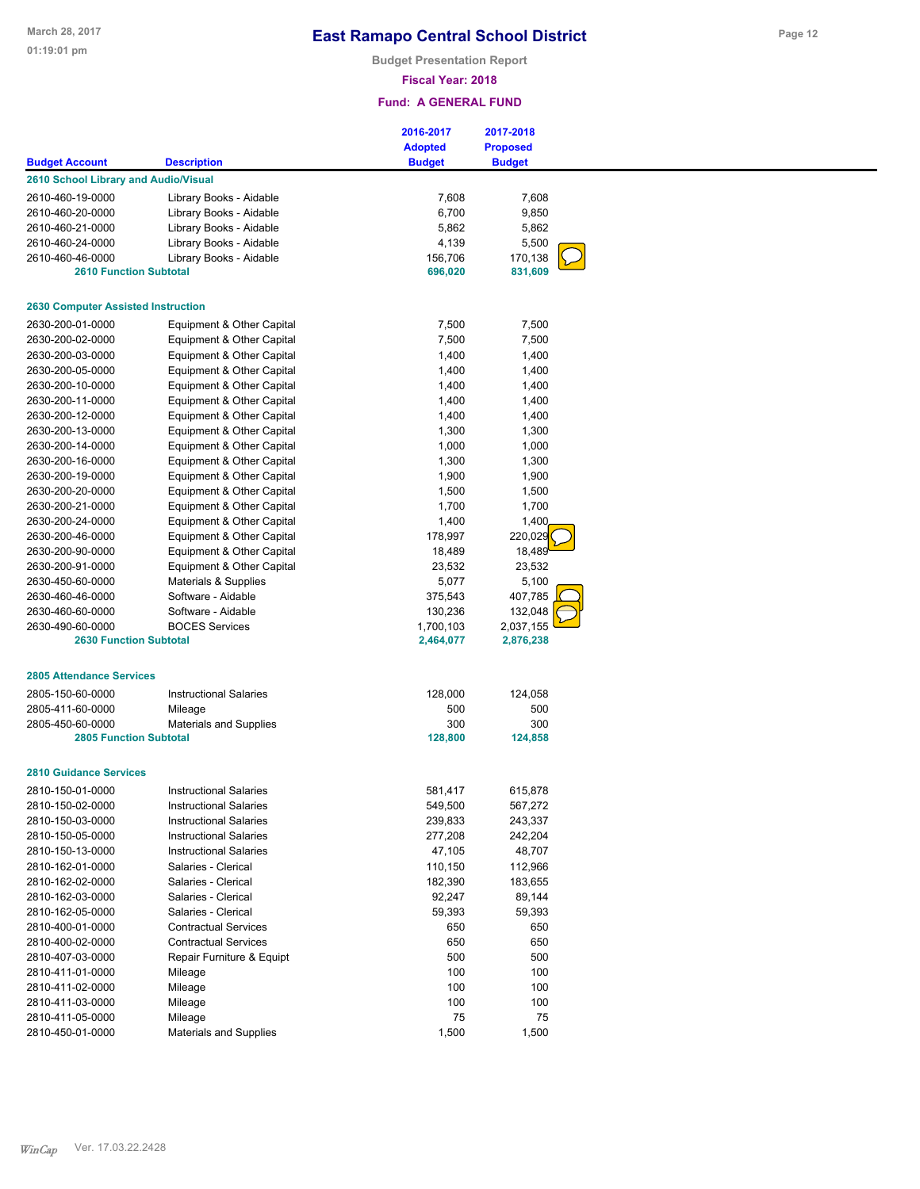# East Ramapo Central School District

Budget Presentation Report

Fiscal Year: 2018

Fund: A GENERAL FUND

| Budget Account | Description | 2016-2017 Adopted Budget | 2017-2018 Proposed Budget |
|---|---|---|---|
| **2610 School Library and Audio/Visual** | | | |
| 2610-460-19-0000 | Library Books - Aidable | 7,608 | 7,608 |
| 2610-460-20-0000 | Library Books - Aidable | 6,700 | 9,850 |
| 2610-460-21-0000 | Library Books - Aidable | 5,862 | 5,862 |
| 2610-460-24-0000 | Library Books - Aidable | 4,139 | 5,500 |
| 2610-460-46-0000 | Library Books - Aidable | 156,706 | 170,138 |
| **2610 Function Subtotal** | | **696,020** | **831,609** |
| **2630 Computer Assisted Instruction** | | | |
| 2630-200-01-0000 | Equipment & Other Capital | 7,500 | 7,500 |
| 2630-200-02-0000 | Equipment & Other Capital | 7,500 | 7,500 |
| 2630-200-03-0000 | Equipment & Other Capital | 1,400 | 1,400 |
| 2630-200-05-0000 | Equipment & Other Capital | 1,400 | 1,400 |
| 2630-200-10-0000 | Equipment & Other Capital | 1,400 | 1,400 |
| 2630-200-11-0000 | Equipment & Other Capital | 1,400 | 1,400 |
| 2630-200-12-0000 | Equipment & Other Capital | 1,400 | 1,400 |
| 2630-200-13-0000 | Equipment & Other Capital | 1,300 | 1,300 |
| 2630-200-14-0000 | Equipment & Other Capital | 1,000 | 1,000 |
| 2630-200-16-0000 | Equipment & Other Capital | 1,300 | 1,300 |
| 2630-200-19-0000 | Equipment & Other Capital | 1,900 | 1,900 |
| 2630-200-20-0000 | Equipment & Other Capital | 1,500 | 1,500 |
| 2630-200-21-0000 | Equipment & Other Capital | 1,700 | 1,700 |
| 2630-200-24-0000 | Equipment & Other Capital | 1,400 | 1,400 |
| 2630-200-46-0000 | Equipment & Other Capital | 178,997 | 220,029 |
| 2630-200-90-0000 | Equipment & Other Capital | 18,489 | 18,489 |
| 2630-200-91-0000 | Equipment & Other Capital | 23,532 | 23,532 |
| 2630-450-60-0000 | Materials & Supplies | 5,077 | 5,100 |
| 2630-460-46-0000 | Software - Aidable | 375,543 | 407,785 |
| 2630-460-60-0000 | Software - Aidable | 130,236 | 132,048 |
| 2630-490-60-0000 | BOCES Services | 1,700,103 | 2,037,155 |
| **2630 Function Subtotal** | | **2,464,077** | **2,876,238** |
| **2805 Attendance Services** | | | |
| 2805-150-60-0000 | Instructional Salaries | 128,000 | 124,058 |
| 2805-411-60-0000 | Mileage | 500 | 500 |
| 2805-450-60-0000 | Materials and Supplies | 300 | 300 |
| **2805 Function Subtotal** | | **128,800** | **124,858** |
| **2810 Guidance Services** | | | |
| 2810-150-01-0000 | Instructional Salaries | 581,417 | 615,878 |
| 2810-150-02-0000 | Instructional Salaries | 549,500 | 567,272 |
| 2810-150-03-0000 | Instructional Salaries | 239,833 | 243,337 |
| 2810-150-05-0000 | Instructional Salaries | 277,208 | 242,204 |
| 2810-150-13-0000 | Instructional Salaries | 47,105 | 48,707 |
| 2810-162-01-0000 | Salaries - Clerical | 110,150 | 112,966 |
| 2810-162-02-0000 | Salaries - Clerical | 182,390 | 183,655 |
| 2810-162-03-0000 | Salaries - Clerical | 92,247 | 89,144 |
| 2810-162-05-0000 | Salaries - Clerical | 59,393 | 59,393 |
| 2810-400-01-0000 | Contractual Services | 650 | 650 |
| 2810-400-02-0000 | Contractual Services | 650 | 650 |
| 2810-407-03-0000 | Repair Furniture & Equipt | 500 | 500 |
| 2810-411-01-0000 | Mileage | 100 | 100 |
| 2810-411-02-0000 | Mileage | 100 | 100 |
| 2810-411-03-0000 | Mileage | 100 | 100 |
| 2810-411-05-0000 | Mileage | 75 | 75 |
| 2810-450-01-0000 | Materials and Supplies | 1,500 | 1,500 |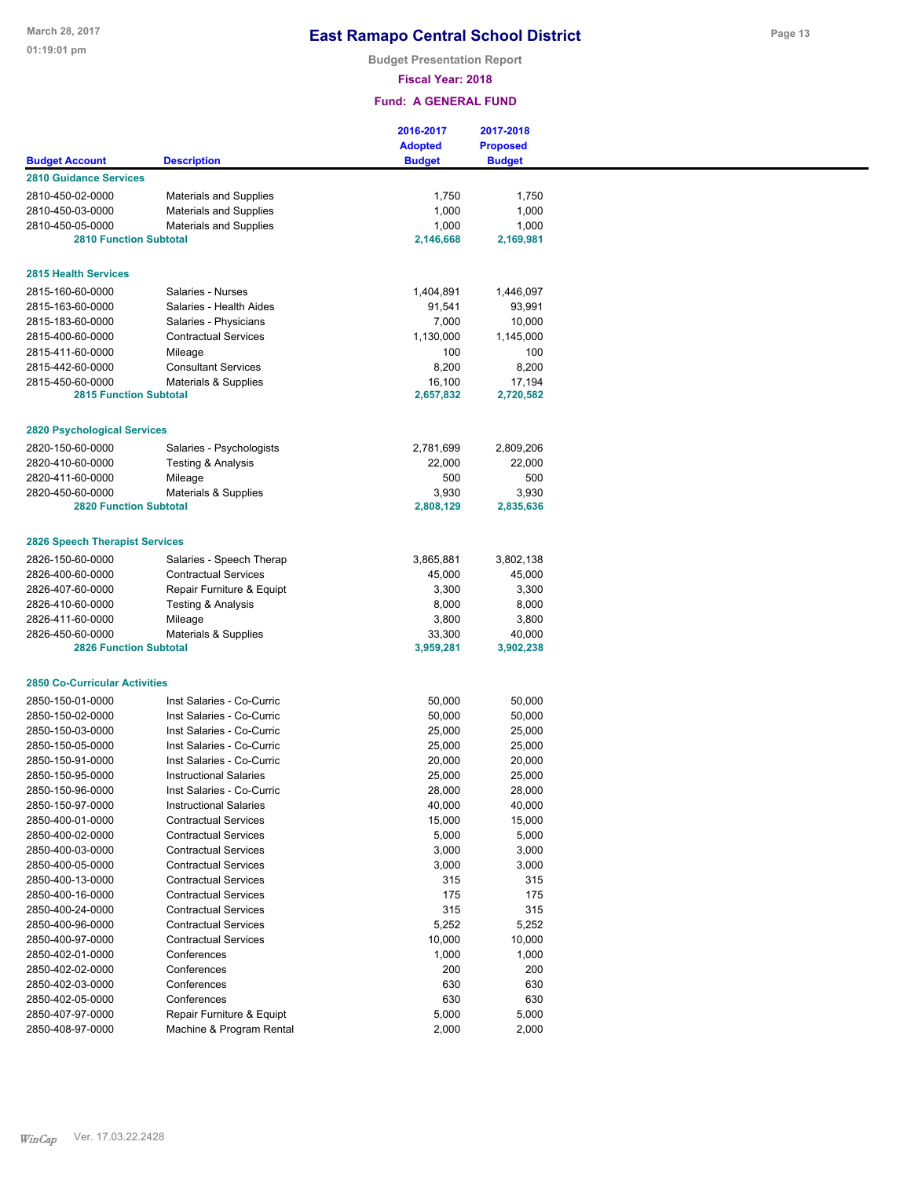# East Ramapo Central School District

**Budget Presentation Report**

**Fiscal Year: 2018**

**Fund: A GENERAL FUND**

| Budget Account | Description | 2016-2017 Adopted Budget | 2017-2018 Proposed Budget |
|---|---|---|---|
| **2810 Guidance Services** | | | |
| 2810-450-02-0000 | Materials and Supplies | 1,750 | 1,750 |
| 2810-450-03-0000 | Materials and Supplies | 1,000 | 1,000 |
| 2810-450-05-0000 | Materials and Supplies | 1,000 | 1,000 |
| **2810 Function Subtotal** | | **2,146,668** | **2,169,981** |
| **2815 Health Services** | | | |
| 2815-160-60-0000 | Salaries - Nurses | 1,404,891 | 1,446,097 |
| 2815-163-60-0000 | Salaries - Health Aides | 91,541 | 93,991 |
| 2815-183-60-0000 | Salaries - Physicians | 7,000 | 10,000 |
| 2815-400-60-0000 | Contractual Services | 1,130,000 | 1,145,000 |
| 2815-411-60-0000 | Mileage | 100 | 100 |
| 2815-442-60-0000 | Consultant Services | 8,200 | 8,200 |
| 2815-450-60-0000 | Materials & Supplies | 16,100 | 17,194 |
| **2815 Function Subtotal** | | **2,657,832** | **2,720,582** |
| **2820 Psychological Services** | | | |
| 2820-150-60-0000 | Salaries - Psychologists | 2,781,699 | 2,809,206 |
| 2820-410-60-0000 | Testing & Analysis | 22,000 | 22,000 |
| 2820-411-60-0000 | Mileage | 500 | 500 |
| 2820-450-60-0000 | Materials & Supplies | 3,930 | 3,930 |
| **2820 Function Subtotal** | | **2,808,129** | **2,835,636** |
| **2826 Speech Therapist Services** | | | |
| 2826-150-60-0000 | Salaries - Speech Therap | 3,865,881 | 3,802,138 |
| 2826-400-60-0000 | Contractual Services | 45,000 | 45,000 |
| 2826-407-60-0000 | Repair Furniture & Equipt | 3,300 | 3,300 |
| 2826-410-60-0000 | Testing & Analysis | 8,000 | 8,000 |
| 2826-411-60-0000 | Mileage | 3,800 | 3,800 |
| 2826-450-60-0000 | Materials & Supplies | 33,300 | 40,000 |
| **2826 Function Subtotal** | | **3,959,281** | **3,902,238** |
| **2850 Co-Curricular Activities** | | | |
| 2850-150-01-0000 | Inst Salaries - Co-Curric | 50,000 | 50,000 |
| 2850-150-02-0000 | Inst Salaries - Co-Curric | 50,000 | 50,000 |
| 2850-150-03-0000 | Inst Salaries - Co-Curric | 25,000 | 25,000 |
| 2850-150-05-0000 | Inst Salaries - Co-Curric | 25,000 | 25,000 |
| 2850-150-91-0000 | Inst Salaries - Co-Curric | 20,000 | 20,000 |
| 2850-150-95-0000 | Instructional Salaries | 25,000 | 25,000 |
| 2850-150-96-0000 | Inst Salaries - Co-Curric | 28,000 | 28,000 |
| 2850-150-97-0000 | Instructional Salaries | 40,000 | 40,000 |
| 2850-400-01-0000 | Contractual Services | 15,000 | 15,000 |
| 2850-400-02-0000 | Contractual Services | 5,000 | 5,000 |
| 2850-400-03-0000 | Contractual Services | 3,000 | 3,000 |
| 2850-400-05-0000 | Contractual Services | 3,000 | 3,000 |
| 2850-400-13-0000 | Contractual Services | 315 | 315 |
| 2850-400-16-0000 | Contractual Services | 175 | 175 |
| 2850-400-24-0000 | Contractual Services | 315 | 315 |
| 2850-400-96-0000 | Contractual Services | 5,252 | 5,252 |
| 2850-400-97-0000 | Contractual Services | 10,000 | 10,000 |
| 2850-402-01-0000 | Conferences | 1,000 | 1,000 |
| 2850-402-02-0000 | Conferences | 200 | 200 |
| 2850-402-03-0000 | Conferences | 630 | 630 |
| 2850-402-05-0000 | Conferences | 630 | 630 |
| 2850-407-97-0000 | Repair Furniture & Equipt | 5,000 | 5,000 |
| 2850-408-97-0000 | Machine & Program Rental | 2,000 | 2,000 |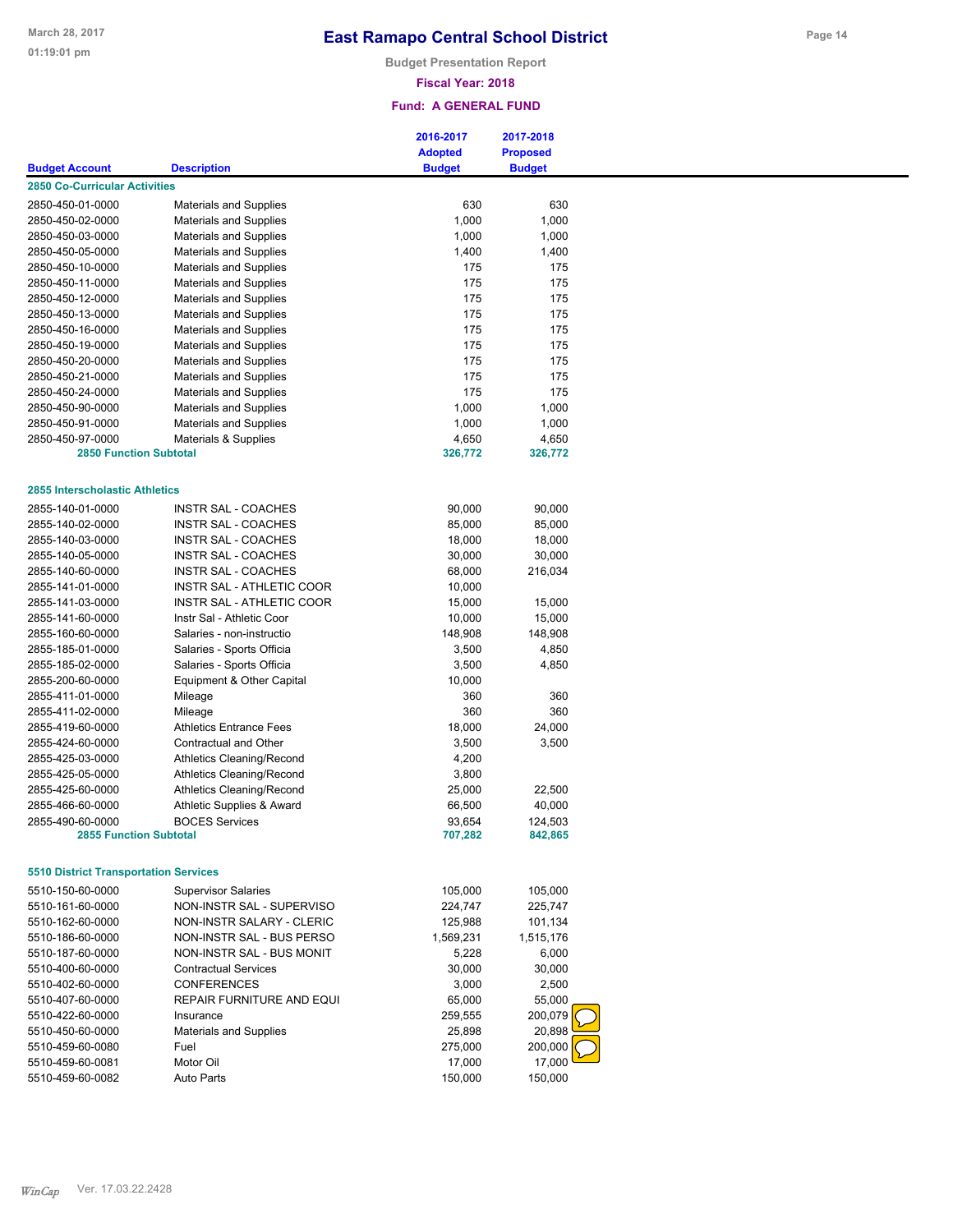# East Ramapo Central School District

Budget Presentation Report

**Fiscal Year: 2018**

**Fund: A GENERAL FUND**

| Budget Account | Description | 2016-2017 Adopted Budget | 2017-2018 Proposed Budget |
|---|---|---|---|
| **2850 Co-Curricular Activities** | | | |
| 2850-450-01-0000 | Materials and Supplies | 630 | 630 |
| 2850-450-02-0000 | Materials and Supplies | 1,000 | 1,000 |
| 2850-450-03-0000 | Materials and Supplies | 1,000 | 1,000 |
| 2850-450-05-0000 | Materials and Supplies | 1,400 | 1,400 |
| 2850-450-10-0000 | Materials and Supplies | 175 | 175 |
| 2850-450-11-0000 | Materials and Supplies | 175 | 175 |
| 2850-450-12-0000 | Materials and Supplies | 175 | 175 |
| 2850-450-13-0000 | Materials and Supplies | 175 | 175 |
| 2850-450-16-0000 | Materials and Supplies | 175 | 175 |
| 2850-450-19-0000 | Materials and Supplies | 175 | 175 |
| 2850-450-20-0000 | Materials and Supplies | 175 | 175 |
| 2850-450-21-0000 | Materials and Supplies | 175 | 175 |
| 2850-450-24-0000 | Materials and Supplies | 175 | 175 |
| 2850-450-90-0000 | Materials and Supplies | 1,000 | 1,000 |
| 2850-450-91-0000 | Materials and Supplies | 1,000 | 1,000 |
| 2850-450-97-0000 | Materials & Supplies | 4,650 | 4,650 |
| **2850 Function Subtotal** | | **326,772** | **326,772** |
| **2855 Interscholastic Athletics** | | | |
| 2855-140-01-0000 | INSTR SAL - COACHES | 90,000 | 90,000 |
| 2855-140-02-0000 | INSTR SAL - COACHES | 85,000 | 85,000 |
| 2855-140-03-0000 | INSTR SAL - COACHES | 18,000 | 18,000 |
| 2855-140-05-0000 | INSTR SAL - COACHES | 30,000 | 30,000 |
| 2855-140-60-0000 | INSTR SAL - COACHES | 68,000 | 216,034 |
| 2855-141-01-0000 | INSTR SAL - ATHLETIC COOR | 10,000 | |
| 2855-141-03-0000 | INSTR SAL - ATHLETIC COOR | 15,000 | 15,000 |
| 2855-141-60-0000 | Instr Sal - Athletic Coor | 10,000 | 15,000 |
| 2855-160-60-0000 | Salaries - non-instructio | 148,908 | 148,908 |
| 2855-185-01-0000 | Salaries - Sports Officia | 3,500 | 4,850 |
| 2855-185-02-0000 | Salaries - Sports Officia | 3,500 | 4,850 |
| 2855-200-60-0000 | Equipment & Other Capital | 10,000 | |
| 2855-411-01-0000 | Mileage | 360 | 360 |
| 2855-411-02-0000 | Mileage | 360 | 360 |
| 2855-419-60-0000 | Athletics Entrance Fees | 18,000 | 24,000 |
| 2855-424-60-0000 | Contractual and Other | 3,500 | 3,500 |
| 2855-425-03-0000 | Athletics Cleaning/Record | 4,200 | |
| 2855-425-05-0000 | Athletics Cleaning/Record | 3,800 | |
| 2855-425-60-0000 | Athletics Cleaning/Record | 25,000 | 22,500 |
| 2855-466-60-0000 | Athletic Supplies & Award | 66,500 | 40,000 |
| 2855-490-60-0000 | BOCES Services | 93,654 | 124,503 |
| **2855 Function Subtotal** | | **707,282** | **842,865** |
| **5510 District Transportation Services** | | | |
| 5510-150-60-0000 | Supervisor Salaries | 105,000 | 105,000 |
| 5510-161-60-0000 | NON-INSTR SAL - SUPERVISO | 224,747 | 225,747 |
| 5510-162-60-0000 | NON-INSTR SALARY - CLERIC | 125,988 | 101,134 |
| 5510-186-60-0000 | NON-INSTR SAL - BUS PERSO | 1,569,231 | 1,515,176 |
| 5510-187-60-0000 | NON-INSTR SAL - BUS MONIT | 5,228 | 6,000 |
| 5510-400-60-0000 | Contractual Services | 30,000 | 30,000 |
| 5510-402-60-0000 | CONFERENCES | 3,000 | 2,500 |
| 5510-407-60-0000 | REPAIR FURNITURE AND EQUI | 65,000 | 55,000 |
| 5510-422-60-0000 | Insurance | 259,555 | 200,079 |
| 5510-450-60-0000 | Materials and Supplies | 25,898 | 20,898 |
| 5510-459-60-0080 | Fuel | 275,000 | 200,000 |
| 5510-459-60-0081 | Motor Oil | 17,000 | 17,000 |
| 5510-459-60-0082 | Auto Parts | 150,000 | 150,000 |

WinCap Ver. 17.03.22.2428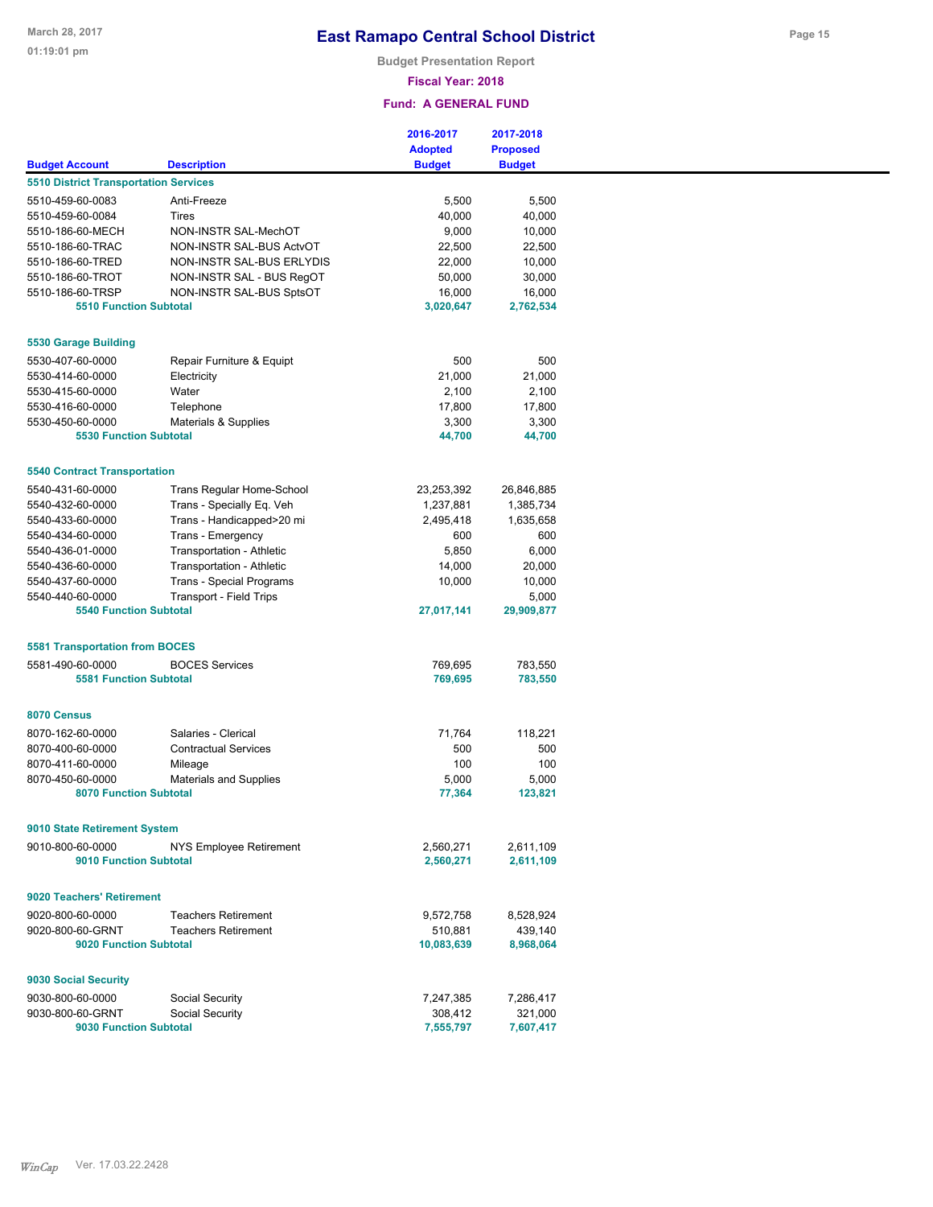# East Ramapo Central School District

**Budget Presentation Report**

**Fiscal Year: 2018**

**Fund: A GENERAL FUND**

| Budget Account | Description | 2016-2017 Adopted Budget | 2017-2018 Proposed Budget |
|---|---|---|---|
| **5510 District Transportation Services** | | | |
| 5510-459-60-0083 | Anti-Freeze | 5,500 | 5,500 |
| 5510-459-60-0084 | Tires | 40,000 | 40,000 |
| 5510-186-60-MECH | NON-INSTR SAL-MechOT | 9,000 | 10,000 |
| 5510-186-60-TRAC | NON-INSTR SAL-BUS ActvOT | 22,500 | 22,500 |
| 5510-186-60-TRED | NON-INSTR SAL-BUS ERLYDIS | 22,000 | 10,000 |
| 5510-186-60-TROT | NON-INSTR SAL - BUS RegOT | 50,000 | 30,000 |
| 5510-186-60-TRSP | NON-INSTR SAL-BUS SptsOT | 16,000 | 16,000 |
| **5510 Function Subtotal** | | **3,020,647** | **2,762,534** |
| **5530 Garage Building** | | | |
| 5530-407-60-0000 | Repair Furniture & Equipt | 500 | 500 |
| 5530-414-60-0000 | Electricity | 21,000 | 21,000 |
| 5530-415-60-0000 | Water | 2,100 | 2,100 |
| 5530-416-60-0000 | Telephone | 17,800 | 17,800 |
| 5530-450-60-0000 | Materials & Supplies | 3,300 | 3,300 |
| **5530 Function Subtotal** | | **44,700** | **44,700** |
| **5540 Contract Transportation** | | | |
| 5540-431-60-0000 | Trans Regular Home-School | 23,253,392 | 26,846,885 |
| 5540-432-60-0000 | Trans - Specially Eq. Veh | 1,237,881 | 1,385,734 |
| 5540-433-60-0000 | Trans - Handicapped>20 mi | 2,495,418 | 1,635,658 |
| 5540-434-60-0000 | Trans - Emergency | 600 | 600 |
| 5540-436-01-0000 | Transportation - Athletic | 5,850 | 6,000 |
| 5540-436-60-0000 | Transportation - Athletic | 14,000 | 20,000 |
| 5540-437-60-0000 | Trans - Special Programs | 10,000 | 10,000 |
| 5540-440-60-0000 | Transport - Field Trips | | 5,000 |
| **5540 Function Subtotal** | | **27,017,141** | **29,909,877** |
| **5581 Transportation from BOCES** | | | |
| 5581-490-60-0000 | BOCES Services | 769,695 | 783,550 |
| **5581 Function Subtotal** | | **769,695** | **783,550** |
| **8070 Census** | | | |
| 8070-162-60-0000 | Salaries - Clerical | 71,764 | 118,221 |
| 8070-400-60-0000 | Contractual Services | 500 | 500 |
| 8070-411-60-0000 | Mileage | 100 | 100 |
| 8070-450-60-0000 | Materials and Supplies | 5,000 | 5,000 |
| **8070 Function Subtotal** | | **77,364** | **123,821** |
| **9010 State Retirement System** | | | |
| 9010-800-60-0000 | NYS Employee Retirement | 2,560,271 | 2,611,109 |
| **9010 Function Subtotal** | | **2,560,271** | **2,611,109** |
| **9020 Teachers' Retirement** | | | |
| 9020-800-60-0000 | Teachers Retirement | 9,572,758 | 8,528,924 |
| 9020-800-60-GRNT | Teachers Retirement | 510,881 | 439,140 |
| **9020 Function Subtotal** | | **10,083,639** | **8,968,064** |
| **9030 Social Security** | | | |
| 9030-800-60-0000 | Social Security | 7,247,385 | 7,286,417 |
| 9030-800-60-GRNT | Social Security | 308,412 | 321,000 |
| **9030 Function Subtotal** | | **7,555,797** | **7,607,417** |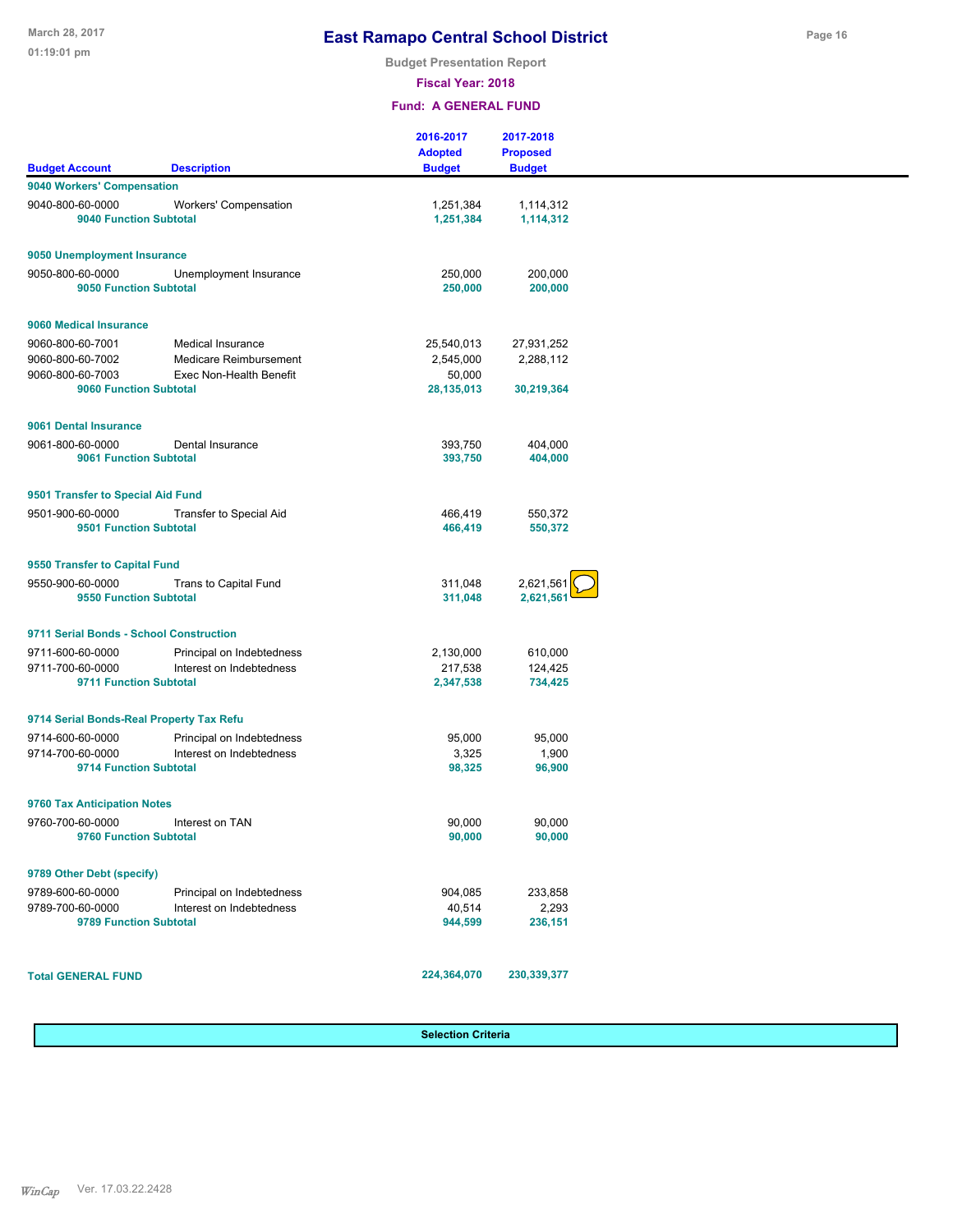# East Ramapo Central School District

Budget Presentation Report

Fiscal Year: 2018

Fund: A GENERAL FUND

| Budget Account | Description | 2016-2017 Adopted Budget | 2017-2018 Proposed Budget |
|---|---|---|---|
| **9040 Workers' Compensation** | | | |
| 9040-800-60-0000 | Workers' Compensation | 1,251,384 | 1,114,312 |
| **9040 Function Subtotal** | | **1,251,384** | **1,114,312** |
| **9050 Unemployment Insurance** | | | |
| 9050-800-60-0000 | Unemployment Insurance | 250,000 | 200,000 |
| **9050 Function Subtotal** | | **250,000** | **200,000** |
| **9060 Medical Insurance** | | | |
| 9060-800-60-7001 | Medical Insurance | 25,540,013 | 27,931,252 |
| 9060-800-60-7002 | Medicare Reimbursement | 2,545,000 | 2,288,112 |
| 9060-800-60-7003 | Exec Non-Health Benefit | 50,000 | |
| **9060 Function Subtotal** | | **28,135,013** | **30,219,364** |
| **9061 Dental Insurance** | | | |
| 9061-800-60-0000 | Dental Insurance | 393,750 | 404,000 |
| **9061 Function Subtotal** | | **393,750** | **404,000** |
| **9501 Transfer to Special Aid Fund** | | | |
| 9501-900-60-0000 | Transfer to Special Aid | 466,419 | 550,372 |
| **9501 Function Subtotal** | | **466,419** | **550,372** |
| **9550 Transfer to Capital Fund** | | | |
| 9550-900-60-0000 | Trans to Capital Fund | 311,048 | 2,621,561 |
| **9550 Function Subtotal** | | **311,048** | **2,621,561** |
| **9711 Serial Bonds - School Construction** | | | |
| 9711-600-60-0000 | Principal on Indebtedness | 2,130,000 | 610,000 |
| 9711-700-60-0000 | Interest on Indebtedness | 217,538 | 124,425 |
| **9711 Function Subtotal** | | **2,347,538** | **734,425** |
| **9714 Serial Bonds-Real Property Tax Refu** | | | |
| 9714-600-60-0000 | Principal on Indebtedness | 95,000 | 95,000 |
| 9714-700-60-0000 | Interest on Indebtedness | 3,325 | 1,900 |
| **9714 Function Subtotal** | | **98,325** | **96,900** |
| **9760 Tax Anticipation Notes** | | | |
| 9760-700-60-0000 | Interest on TAN | 90,000 | 90,000 |
| **9760 Function Subtotal** | | **90,000** | **90,000** |
| **9789 Other Debt (specify)** | | | |
| 9789-600-60-0000 | Principal on Indebtedness | 904,085 | 233,858 |
| 9789-700-60-0000 | Interest on Indebtedness | 40,514 | 2,293 |
| **9789 Function Subtotal** | | **944,599** | **236,151** |
| **Total GENERAL FUND** | | **224,364,070** | **230,339,377** |

**Selection Criteria**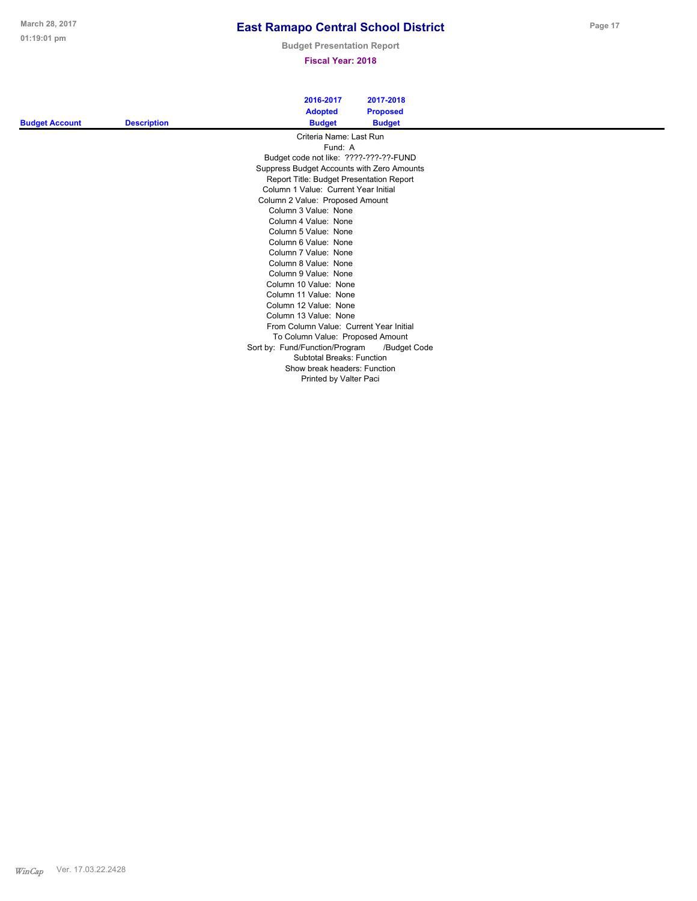| Budget Account | Description | 2016-2017 Adopted Budget | 2017-2018 Proposed Budget |
|---|---|---|---|

Criteria Name: Last Run

Fund: A

Budget code not like: ????-???-??-FUND

Suppress Budget Accounts with Zero Amounts

Report Title: Budget Presentation Report

Column 1 Value: Current Year Initial

Column 2 Value: Proposed Amount

Column 3 Value: None

Column 4 Value: None

Column 5 Value: None

Column 6 Value: None

Column 7 Value: None

Column 8 Value: None

Column 9 Value: None

Column 10 Value: None

Column 11 Value: None

Column 12 Value: None

Column 13 Value: None

From Column Value: Current Year Initial

To Column Value: Proposed Amount

Sort by: Fund/Function/Program /Budget Code

Subtotal Breaks: Function

Show break headers: Function

Printed by Valter Paci